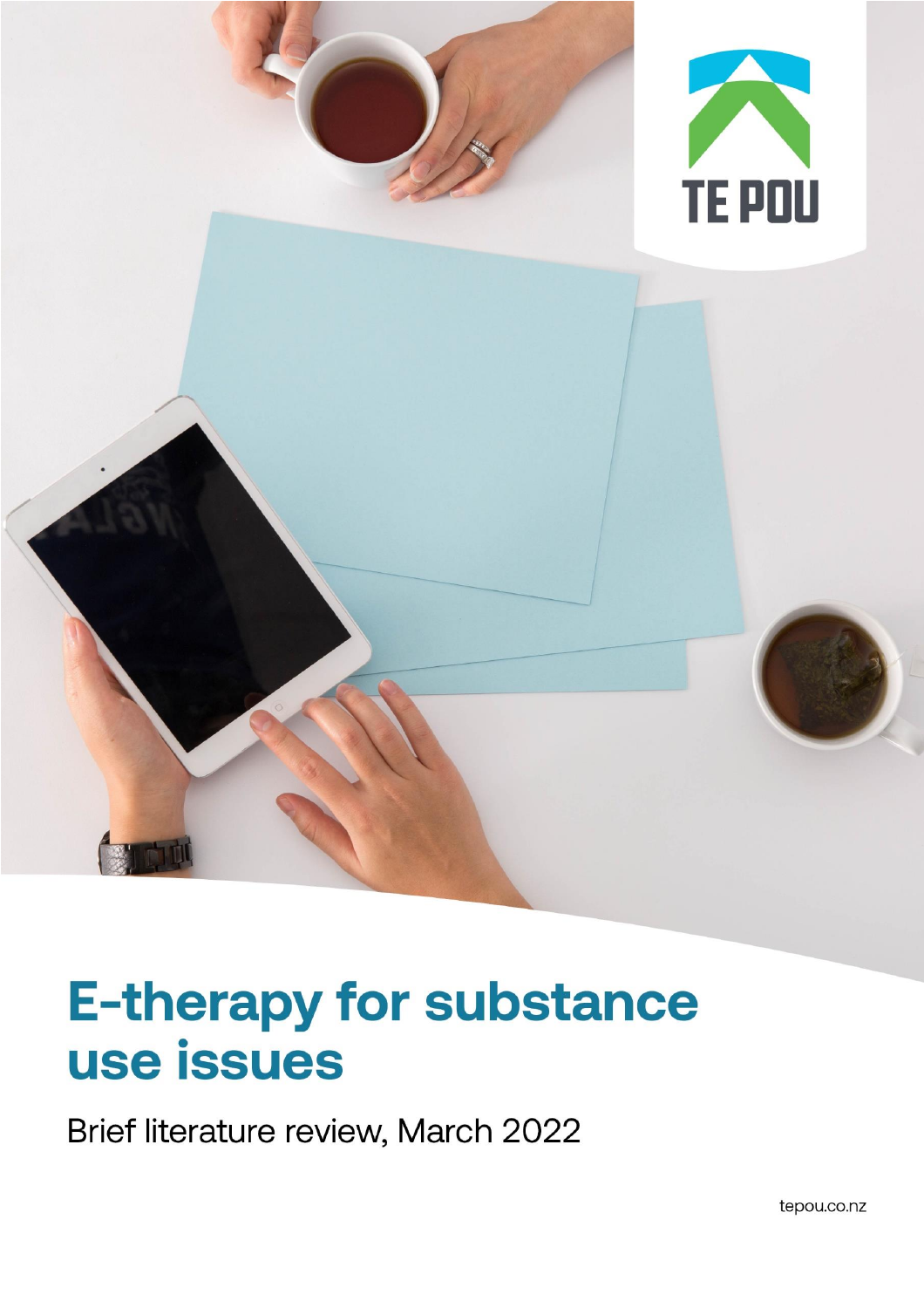TE POU

# E-therapy for substance use issues

Brief literature review, March 2022

tepou.co.nz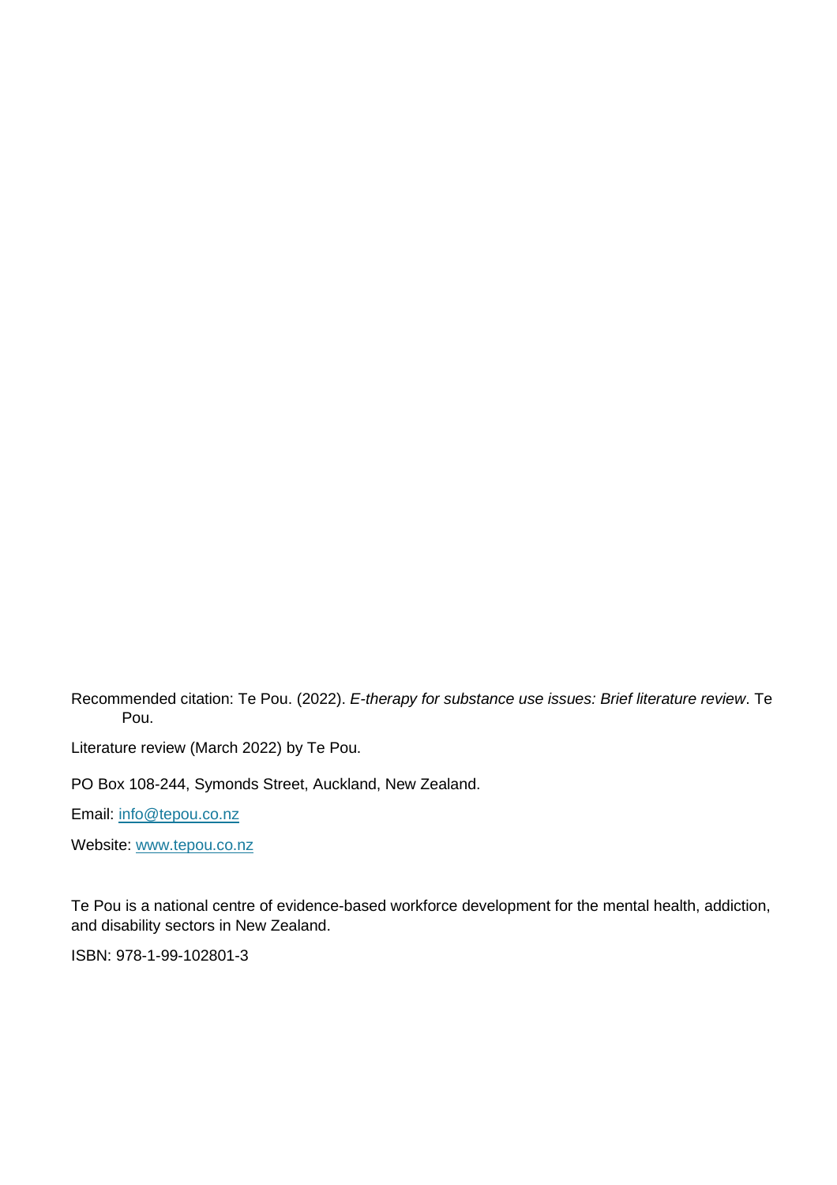Recommended citation: Te Pou. (2022). *E-therapy for substance use issues: Brief literature review*. Te Pou.

Literature review (March 2022) by Te Pou.

PO Box 108-244, Symonds Street, Auckland, New Zealand.

Email: info@tepou.co.nz

Website: www.tepou.co.nz

Te Pou is a national centre of evidence-based workforce development for the mental health, addiction, and disability sectors in New Zealand.

ISBN: 978-1-99-102801-3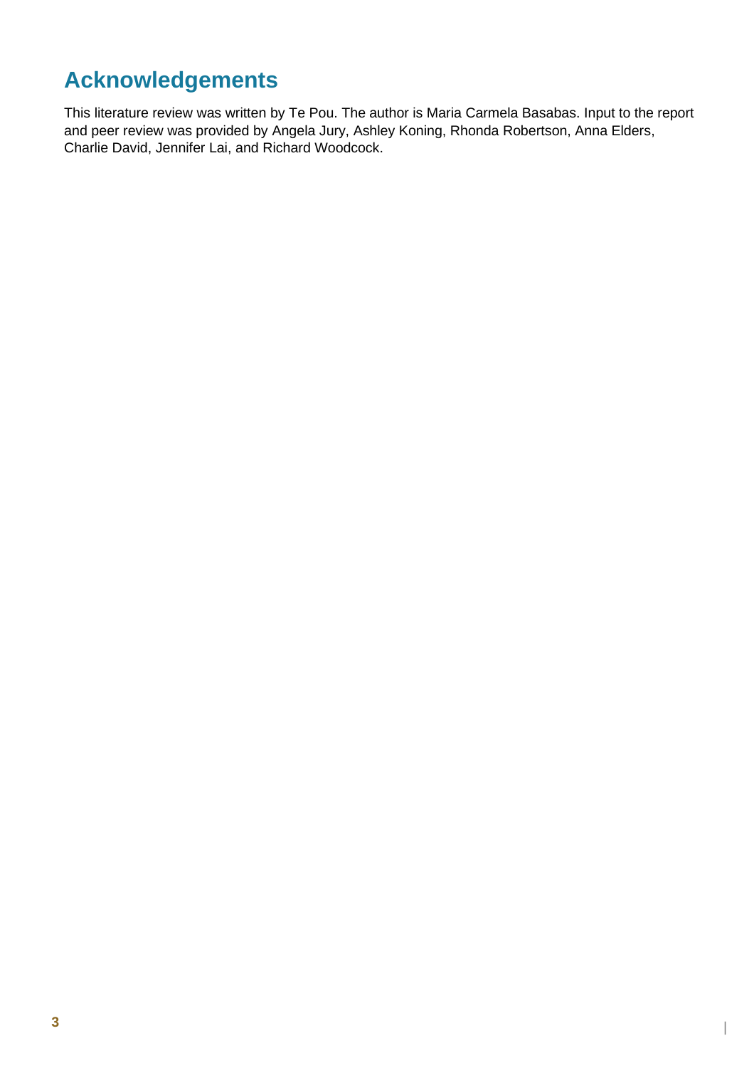# Acknowledgements

This literature review was written by Te Pou. The author is Maria Carmela Basabas. Input to the report and peer review was provided by Angela Jury, Ashley Koning, Rhonda Robertson, Anna Elders, Charlie David, Jennifer Lai, and Richard Woodcock.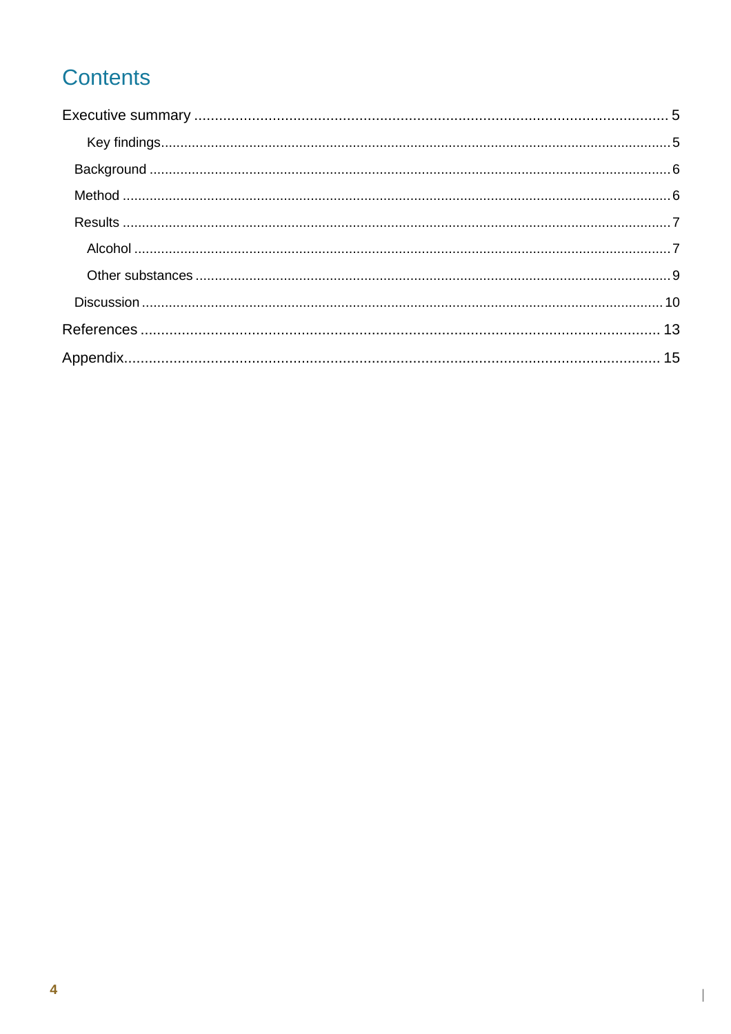# Contents

Executive summary ..... 5

- Key findings..... 5

Background ..... 6

Method ..... 6

Results ..... 7

- Alcohol ..... 7
- Other substances ..... 9

Discussion ..... 10

References ..... 13

Appendix..... 15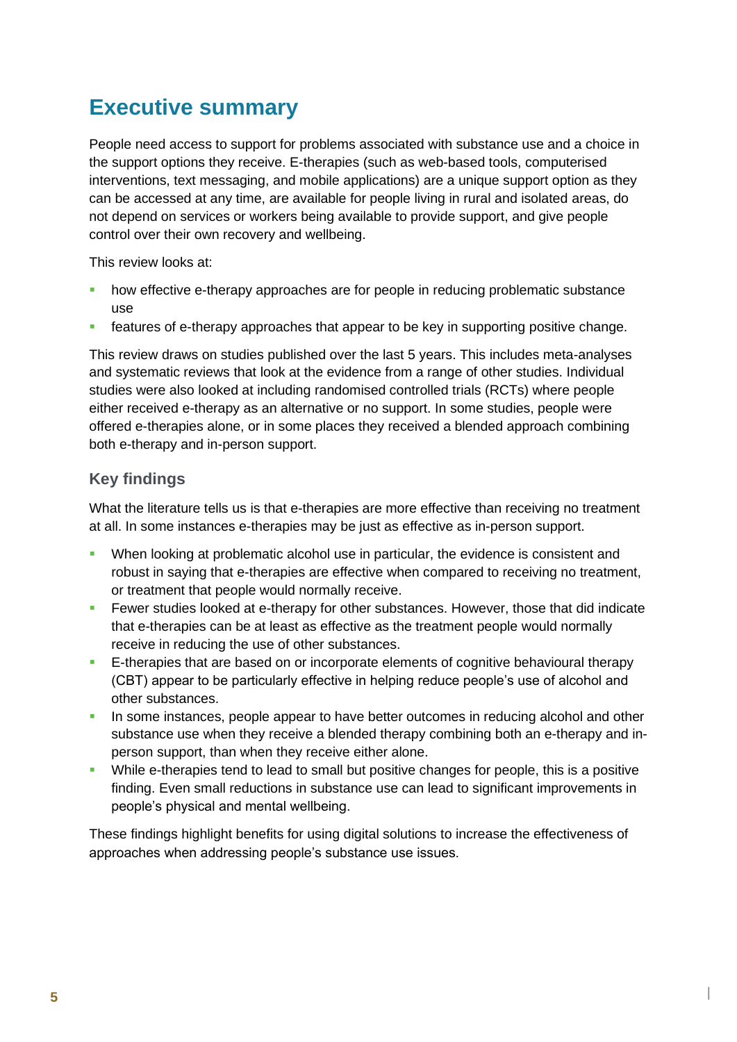# Executive summary

People need access to support for problems associated with substance use and a choice in the support options they receive. E-therapies (such as web-based tools, computerised interventions, text messaging, and mobile applications) are a unique support option as they can be accessed at any time, are available for people living in rural and isolated areas, do not depend on services or workers being available to provide support, and give people control over their own recovery and wellbeing.

This review looks at:

- how effective e-therapy approaches are for people in reducing problematic substance use
- features of e-therapy approaches that appear to be key in supporting positive change.

This review draws on studies published over the last 5 years. This includes meta-analyses and systematic reviews that look at the evidence from a range of other studies. Individual studies were also looked at including randomised controlled trials (RCTs) where people either received e-therapy as an alternative or no support. In some studies, people were offered e-therapies alone, or in some places they received a blended approach combining both e-therapy and in-person support.

## Key findings

What the literature tells us is that e-therapies are more effective than receiving no treatment at all. In some instances e-therapies may be just as effective as in-person support.

- When looking at problematic alcohol use in particular, the evidence is consistent and robust in saying that e-therapies are effective when compared to receiving no treatment, or treatment that people would normally receive.
- Fewer studies looked at e-therapy for other substances. However, those that did indicate that e-therapies can be at least as effective as the treatment people would normally receive in reducing the use of other substances.
- E-therapies that are based on or incorporate elements of cognitive behavioural therapy (CBT) appear to be particularly effective in helping reduce people's use of alcohol and other substances.
- In some instances, people appear to have better outcomes in reducing alcohol and other substance use when they receive a blended therapy combining both an e-therapy and in-person support, than when they receive either alone.
- While e-therapies tend to lead to small but positive changes for people, this is a positive finding. Even small reductions in substance use can lead to significant improvements in people's physical and mental wellbeing.

These findings highlight benefits for using digital solutions to increase the effectiveness of approaches when addressing people's substance use issues.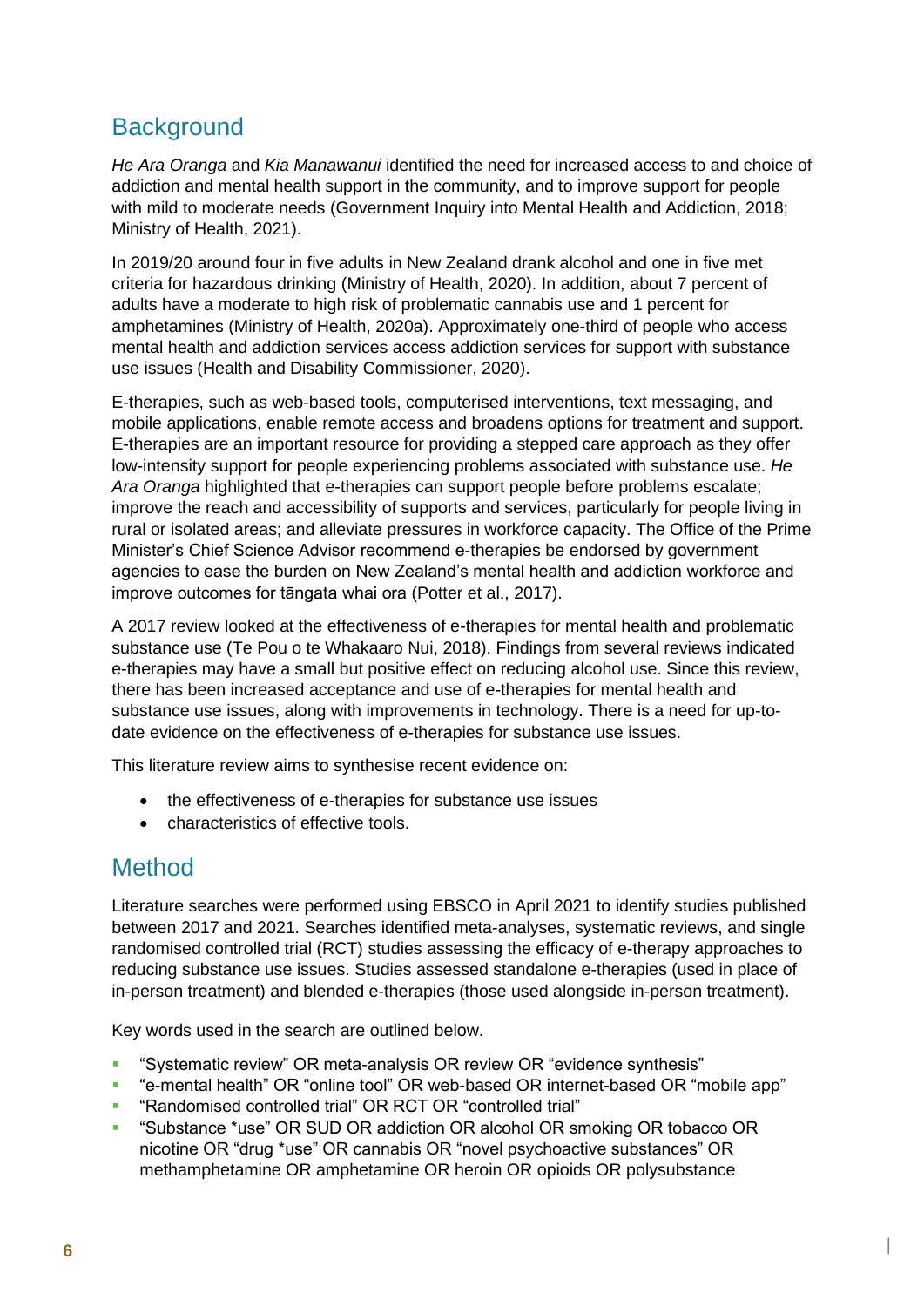## Background

*He Ara Oranga* and *Kia Manawanui* identified the need for increased access to and choice of addiction and mental health support in the community, and to improve support for people with mild to moderate needs (Government Inquiry into Mental Health and Addiction, 2018; Ministry of Health, 2021).

In 2019/20 around four in five adults in New Zealand drank alcohol and one in five met criteria for hazardous drinking (Ministry of Health, 2020). In addition, about 7 percent of adults have a moderate to high risk of problematic cannabis use and 1 percent for amphetamines (Ministry of Health, 2020a). Approximately one-third of people who access mental health and addiction services access addiction services for support with substance use issues (Health and Disability Commissioner, 2020).

E-therapies, such as web-based tools, computerised interventions, text messaging, and mobile applications, enable remote access and broadens options for treatment and support. E-therapies are an important resource for providing a stepped care approach as they offer low-intensity support for people experiencing problems associated with substance use. *He Ara Oranga* highlighted that e-therapies can support people before problems escalate; improve the reach and accessibility of supports and services, particularly for people living in rural or isolated areas; and alleviate pressures in workforce capacity. The Office of the Prime Minister's Chief Science Advisor recommend e-therapies be endorsed by government agencies to ease the burden on New Zealand's mental health and addiction workforce and improve outcomes for tāngata whai ora (Potter et al., 2017).

A 2017 review looked at the effectiveness of e-therapies for mental health and problematic substance use (Te Pou o te Whakaaro Nui, 2018). Findings from several reviews indicated e-therapies may have a small but positive effect on reducing alcohol use. Since this review, there has been increased acceptance and use of e-therapies for mental health and substance use issues, along with improvements in technology. There is a need for up-to-date evidence on the effectiveness of e-therapies for substance use issues.

This literature review aims to synthesise recent evidence on:

- the effectiveness of e-therapies for substance use issues
- characteristics of effective tools.

## Method

Literature searches were performed using EBSCO in April 2021 to identify studies published between 2017 and 2021. Searches identified meta-analyses, systematic reviews, and single randomised controlled trial (RCT) studies assessing the efficacy of e-therapy approaches to reducing substance use issues. Studies assessed standalone e-therapies (used in place of in-person treatment) and blended e-therapies (those used alongside in-person treatment).

Key words used in the search are outlined below.

- "Systematic review" OR meta-analysis OR review OR "evidence synthesis"
- "e-mental health" OR "online tool" OR web-based OR internet-based OR "mobile app"
- "Randomised controlled trial" OR RCT OR "controlled trial"
- "Substance *use" OR SUD OR addiction OR alcohol OR smoking OR tobacco OR nicotine OR "drug *use" OR cannabis OR "novel psychoactive substances" OR methamphetamine OR amphetamine OR heroin OR opioids OR polysubstance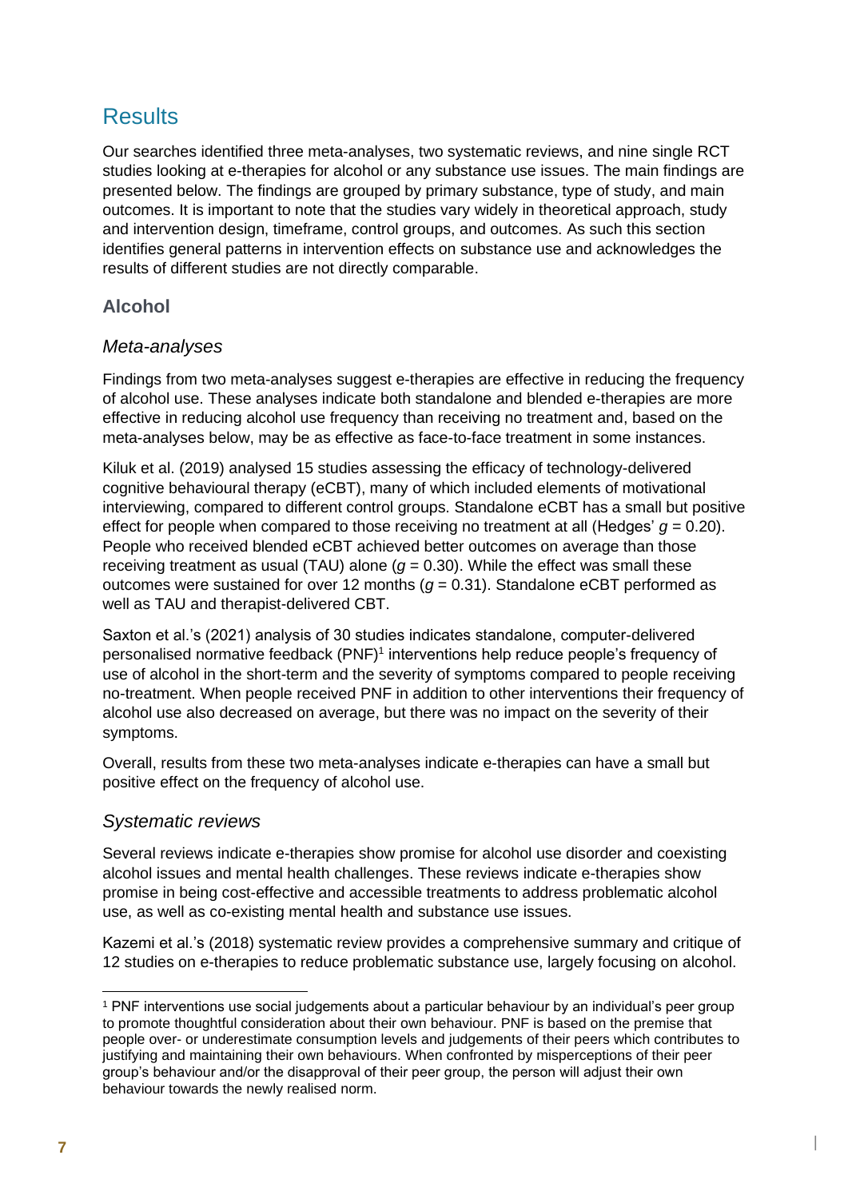# Results

Our searches identified three meta-analyses, two systematic reviews, and nine single RCT studies looking at e-therapies for alcohol or any substance use issues. The main findings are presented below. The findings are grouped by primary substance, type of study, and main outcomes. It is important to note that the studies vary widely in theoretical approach, study and intervention design, timeframe, control groups, and outcomes. As such this section identifies general patterns in intervention effects on substance use and acknowledges the results of different studies are not directly comparable.

## Alcohol

### *Meta-analyses*

Findings from two meta-analyses suggest e-therapies are effective in reducing the frequency of alcohol use. These analyses indicate both standalone and blended e-therapies are more effective in reducing alcohol use frequency than receiving no treatment and, based on the meta-analyses below, may be as effective as face-to-face treatment in some instances.

Kiluk et al. (2019) analysed 15 studies assessing the efficacy of technology-delivered cognitive behavioural therapy (eCBT), many of which included elements of motivational interviewing, compared to different control groups. Standalone eCBT has a small but positive effect for people when compared to those receiving no treatment at all (Hedges' $g = 0.20$). People who received blended eCBT achieved better outcomes on average than those receiving treatment as usual (TAU) alone ($g = 0.30$). While the effect was small these outcomes were sustained for over 12 months ($g = 0.31$). Standalone eCBT performed as well as TAU and therapist-delivered CBT.

Saxton et al.'s (2021) analysis of 30 studies indicates standalone, computer-delivered personalised normative feedback (PNF)[1] interventions help reduce people's frequency of use of alcohol in the short-term and the severity of symptoms compared to people receiving no-treatment. When people received PNF in addition to other interventions their frequency of alcohol use also decreased on average, but there was no impact on the severity of their symptoms.

Overall, results from these two meta-analyses indicate e-therapies can have a small but positive effect on the frequency of alcohol use.

### *Systematic reviews*

Several reviews indicate e-therapies show promise for alcohol use disorder and coexisting alcohol issues and mental health challenges. These reviews indicate e-therapies show promise in being cost-effective and accessible treatments to address problematic alcohol use, as well as co-existing mental health and substance use issues.

Kazemi et al.'s (2018) systematic review provides a comprehensive summary and critique of 12 studies on e-therapies to reduce problematic substance use, largely focusing on alcohol.

---

[1] PNF interventions use social judgements about a particular behaviour by an individual's peer group to promote thoughtful consideration about their own behaviour. PNF is based on the premise that people over- or underestimate consumption levels and judgements of their peers which contributes to justifying and maintaining their own behaviours. When confronted by misperceptions of their peer group's behaviour and/or the disapproval of their peer group, the person will adjust their own behaviour towards the newly realised norm.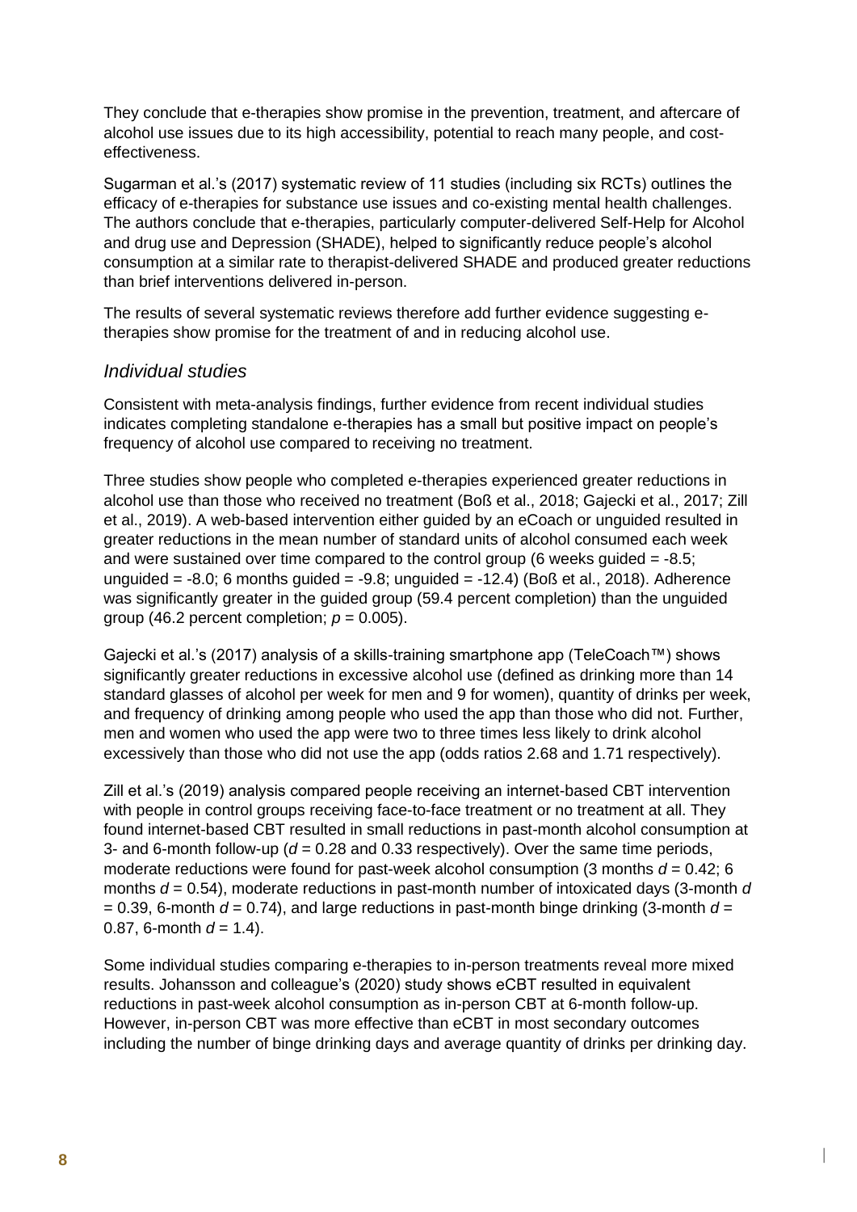They conclude that e-therapies show promise in the prevention, treatment, and aftercare of alcohol use issues due to its high accessibility, potential to reach many people, and cost-effectiveness.

Sugarman et al.'s (2017) systematic review of 11 studies (including six RCTs) outlines the efficacy of e-therapies for substance use issues and co-existing mental health challenges. The authors conclude that e-therapies, particularly computer-delivered Self-Help for Alcohol and drug use and Depression (SHADE), helped to significantly reduce people's alcohol consumption at a similar rate to therapist-delivered SHADE and produced greater reductions than brief interventions delivered in-person.

The results of several systematic reviews therefore add further evidence suggesting e-therapies show promise for the treatment of and in reducing alcohol use.

### *Individual studies*

Consistent with meta-analysis findings, further evidence from recent individual studies indicates completing standalone e-therapies has a small but positive impact on people's frequency of alcohol use compared to receiving no treatment.

Three studies show people who completed e-therapies experienced greater reductions in alcohol use than those who received no treatment (Boß et al., 2018; Gajecki et al., 2017; Zill et al., 2019). A web-based intervention either guided by an eCoach or unguided resulted in greater reductions in the mean number of standard units of alcohol consumed each week and were sustained over time compared to the control group (6 weeks guided = -8.5; unguided = -8.0; 6 months guided = -9.8; unguided = -12.4) (Boß et al., 2018). Adherence was significantly greater in the guided group (59.4 percent completion) than the unguided group (46.2 percent completion; $p = 0.005$).

Gajecki et al.'s (2017) analysis of a skills-training smartphone app (TeleCoach™) shows significantly greater reductions in excessive alcohol use (defined as drinking more than 14 standard glasses of alcohol per week for men and 9 for women), quantity of drinks per week, and frequency of drinking among people who used the app than those who did not. Further, men and women who used the app were two to three times less likely to drink alcohol excessively than those who did not use the app (odds ratios 2.68 and 1.71 respectively).

Zill et al.'s (2019) analysis compared people receiving an internet-based CBT intervention with people in control groups receiving face-to-face treatment or no treatment at all. They found internet-based CBT resulted in small reductions in past-month alcohol consumption at 3- and 6-month follow-up ($d = 0.28$ and $0.33$ respectively). Over the same time periods, moderate reductions were found for past-week alcohol consumption (3 months $d = 0.42$; 6 months $d = 0.54$), moderate reductions in past-month number of intoxicated days (3-month $d = 0.39$, 6-month $d = 0.74$), and large reductions in past-month binge drinking (3-month $d = 0.87$, 6-month $d = 1.4$).

Some individual studies comparing e-therapies to in-person treatments reveal more mixed results. Johansson and colleague's (2020) study shows eCBT resulted in equivalent reductions in past-week alcohol consumption as in-person CBT at 6-month follow-up. However, in-person CBT was more effective than eCBT in most secondary outcomes including the number of binge drinking days and average quantity of drinks per drinking day.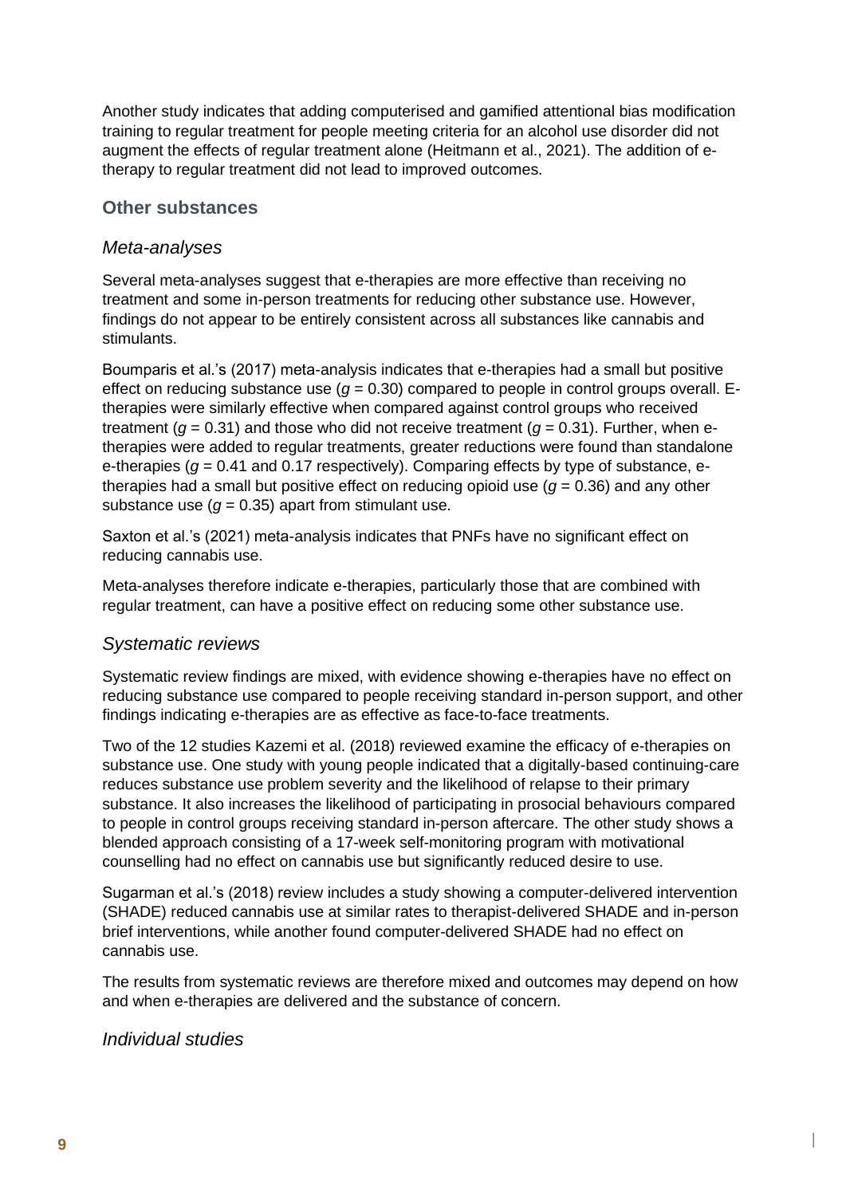Another study indicates that adding computerised and gamified attentional bias modification training to regular treatment for people meeting criteria for an alcohol use disorder did not augment the effects of regular treatment alone (Heitmann et al., 2021). The addition of e-therapy to regular treatment did not lead to improved outcomes.

## Other substances

### *Meta-analyses*

Several meta-analyses suggest that e-therapies are more effective than receiving no treatment and some in-person treatments for reducing other substance use. However, findings do not appear to be entirely consistent across all substances like cannabis and stimulants.

Boumparis et al.'s (2017) meta-analysis indicates that e-therapies had a small but positive effect on reducing substance use ($g$ = 0.30) compared to people in control groups overall. E-therapies were similarly effective when compared against control groups who received treatment ($g$ = 0.31) and those who did not receive treatment ($g$ = 0.31). Further, when e-therapies were added to regular treatments, greater reductions were found than standalone e-therapies ($g$ = 0.41 and 0.17 respectively). Comparing effects by type of substance, e-therapies had a small but positive effect on reducing opioid use ($g$ = 0.36) and any other substance use ($g$ = 0.35) apart from stimulant use.

Saxton et al.'s (2021) meta-analysis indicates that PNFs have no significant effect on reducing cannabis use.

Meta-analyses therefore indicate e-therapies, particularly those that are combined with regular treatment, can have a positive effect on reducing some other substance use.

### *Systematic reviews*

Systematic review findings are mixed, with evidence showing e-therapies have no effect on reducing substance use compared to people receiving standard in-person support, and other findings indicating e-therapies are as effective as face-to-face treatments.

Two of the 12 studies Kazemi et al. (2018) reviewed examine the efficacy of e-therapies on substance use. One study with young people indicated that a digitally-based continuing-care reduces substance use problem severity and the likelihood of relapse to their primary substance. It also increases the likelihood of participating in prosocial behaviours compared to people in control groups receiving standard in-person aftercare. The other study shows a blended approach consisting of a 17-week self-monitoring program with motivational counselling had no effect on cannabis use but significantly reduced desire to use.

Sugarman et al.'s (2018) review includes a study showing a computer-delivered intervention (SHADE) reduced cannabis use at similar rates to therapist-delivered SHADE and in-person brief interventions, while another found computer-delivered SHADE had no effect on cannabis use.

The results from systematic reviews are therefore mixed and outcomes may depend on how and when e-therapies are delivered and the substance of concern.

### *Individual studies*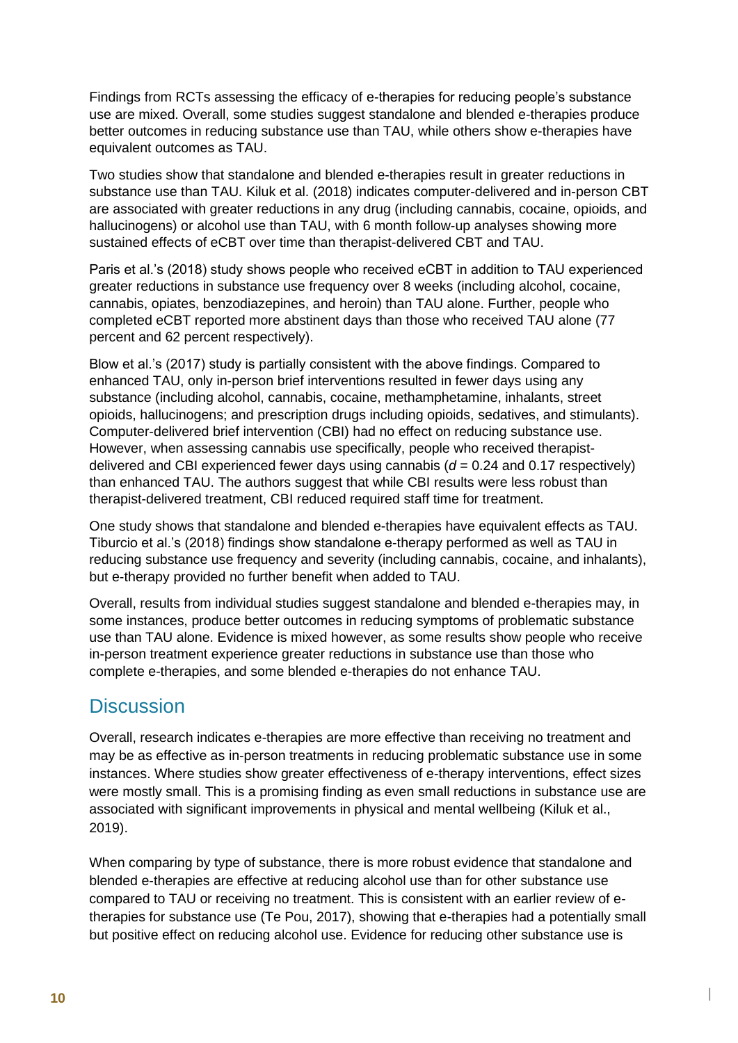Findings from RCTs assessing the efficacy of e-therapies for reducing people's substance use are mixed. Overall, some studies suggest standalone and blended e-therapies produce better outcomes in reducing substance use than TAU, while others show e-therapies have equivalent outcomes as TAU.

Two studies show that standalone and blended e-therapies result in greater reductions in substance use than TAU. Kiluk et al. (2018) indicates computer-delivered and in-person CBT are associated with greater reductions in any drug (including cannabis, cocaine, opioids, and hallucinogens) or alcohol use than TAU, with 6 month follow-up analyses showing more sustained effects of eCBT over time than therapist-delivered CBT and TAU.

Paris et al.'s (2018) study shows people who received eCBT in addition to TAU experienced greater reductions in substance use frequency over 8 weeks (including alcohol, cocaine, cannabis, opiates, benzodiazepines, and heroin) than TAU alone. Further, people who completed eCBT reported more abstinent days than those who received TAU alone (77 percent and 62 percent respectively).

Blow et al.'s (2017) study is partially consistent with the above findings. Compared to enhanced TAU, only in-person brief interventions resulted in fewer days using any substance (including alcohol, cannabis, cocaine, methamphetamine, inhalants, street opioids, hallucinogens; and prescription drugs including opioids, sedatives, and stimulants). Computer-delivered brief intervention (CBI) had no effect on reducing substance use. However, when assessing cannabis use specifically, people who received therapist-delivered and CBI experienced fewer days using cannabis ($d$ = 0.24 and 0.17 respectively) than enhanced TAU. The authors suggest that while CBI results were less robust than therapist-delivered treatment, CBI reduced required staff time for treatment.

One study shows that standalone and blended e-therapies have equivalent effects as TAU. Tiburcio et al.'s (2018) findings show standalone e-therapy performed as well as TAU in reducing substance use frequency and severity (including cannabis, cocaine, and inhalants), but e-therapy provided no further benefit when added to TAU.

Overall, results from individual studies suggest standalone and blended e-therapies may, in some instances, produce better outcomes in reducing symptoms of problematic substance use than TAU alone. Evidence is mixed however, as some results show people who receive in-person treatment experience greater reductions in substance use than those who complete e-therapies, and some blended e-therapies do not enhance TAU.

## Discussion

Overall, research indicates e-therapies are more effective than receiving no treatment and may be as effective as in-person treatments in reducing problematic substance use in some instances. Where studies show greater effectiveness of e-therapy interventions, effect sizes were mostly small. This is a promising finding as even small reductions in substance use are associated with significant improvements in physical and mental wellbeing (Kiluk et al., 2019).

When comparing by type of substance, there is more robust evidence that standalone and blended e-therapies are effective at reducing alcohol use than for other substance use compared to TAU or receiving no treatment. This is consistent with an earlier review of e-therapies for substance use (Te Pou, 2017), showing that e-therapies had a potentially small but positive effect on reducing alcohol use. Evidence for reducing other substance use is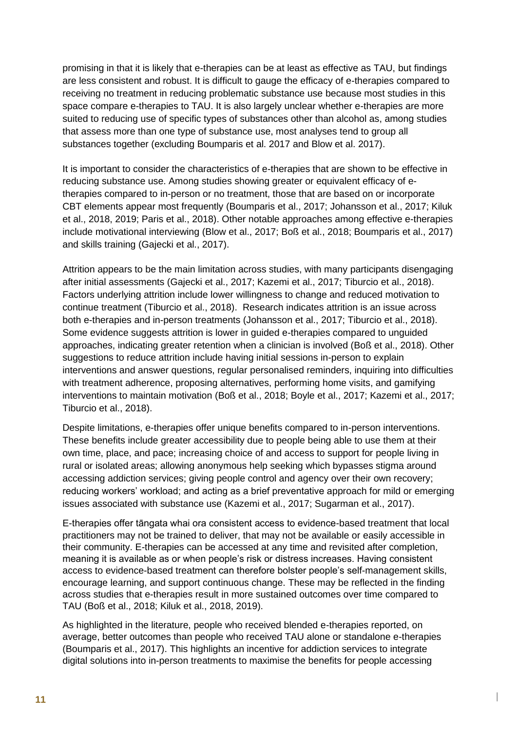promising in that it is likely that e-therapies can be at least as effective as TAU, but findings are less consistent and robust. It is difficult to gauge the efficacy of e-therapies compared to receiving no treatment in reducing problematic substance use because most studies in this space compare e-therapies to TAU. It is also largely unclear whether e-therapies are more suited to reducing use of specific types of substances other than alcohol as, among studies that assess more than one type of substance use, most analyses tend to group all substances together (excluding Boumparis et al. 2017 and Blow et al. 2017).

It is important to consider the characteristics of e-therapies that are shown to be effective in reducing substance use. Among studies showing greater or equivalent efficacy of e-therapies compared to in-person or no treatment, those that are based on or incorporate CBT elements appear most frequently (Boumparis et al., 2017; Johansson et al., 2017; Kiluk et al., 2018, 2019; Paris et al., 2018). Other notable approaches among effective e-therapies include motivational interviewing (Blow et al., 2017; Boß et al., 2018; Boumparis et al., 2017) and skills training (Gajecki et al., 2017).

Attrition appears to be the main limitation across studies, with many participants disengaging after initial assessments (Gajecki et al., 2017; Kazemi et al., 2017; Tiburcio et al., 2018). Factors underlying attrition include lower willingness to change and reduced motivation to continue treatment (Tiburcio et al., 2018). Research indicates attrition is an issue across both e-therapies and in-person treatments (Johansson et al., 2017; Tiburcio et al., 2018). Some evidence suggests attrition is lower in guided e-therapies compared to unguided approaches, indicating greater retention when a clinician is involved (Boß et al., 2018). Other suggestions to reduce attrition include having initial sessions in-person to explain interventions and answer questions, regular personalised reminders, inquiring into difficulties with treatment adherence, proposing alternatives, performing home visits, and gamifying interventions to maintain motivation (Boß et al., 2018; Boyle et al., 2017; Kazemi et al., 2017; Tiburcio et al., 2018).

Despite limitations, e-therapies offer unique benefits compared to in-person interventions. These benefits include greater accessibility due to people being able to use them at their own time, place, and pace; increasing choice of and access to support for people living in rural or isolated areas; allowing anonymous help seeking which bypasses stigma around accessing addiction services; giving people control and agency over their own recovery; reducing workers' workload; and acting as a brief preventative approach for mild or emerging issues associated with substance use (Kazemi et al., 2017; Sugarman et al., 2017).

E-therapies offer tāngata whai ora consistent access to evidence-based treatment that local practitioners may not be trained to deliver, that may not be available or easily accessible in their community. E-therapies can be accessed at any time and revisited after completion, meaning it is available as or when people's risk or distress increases. Having consistent access to evidence-based treatment can therefore bolster people's self-management skills, encourage learning, and support continuous change. These may be reflected in the finding across studies that e-therapies result in more sustained outcomes over time compared to TAU (Boß et al., 2018; Kiluk et al., 2018, 2019).

As highlighted in the literature, people who received blended e-therapies reported, on average, better outcomes than people who received TAU alone or standalone e-therapies (Boumparis et al., 2017). This highlights an incentive for addiction services to integrate digital solutions into in-person treatments to maximise the benefits for people accessing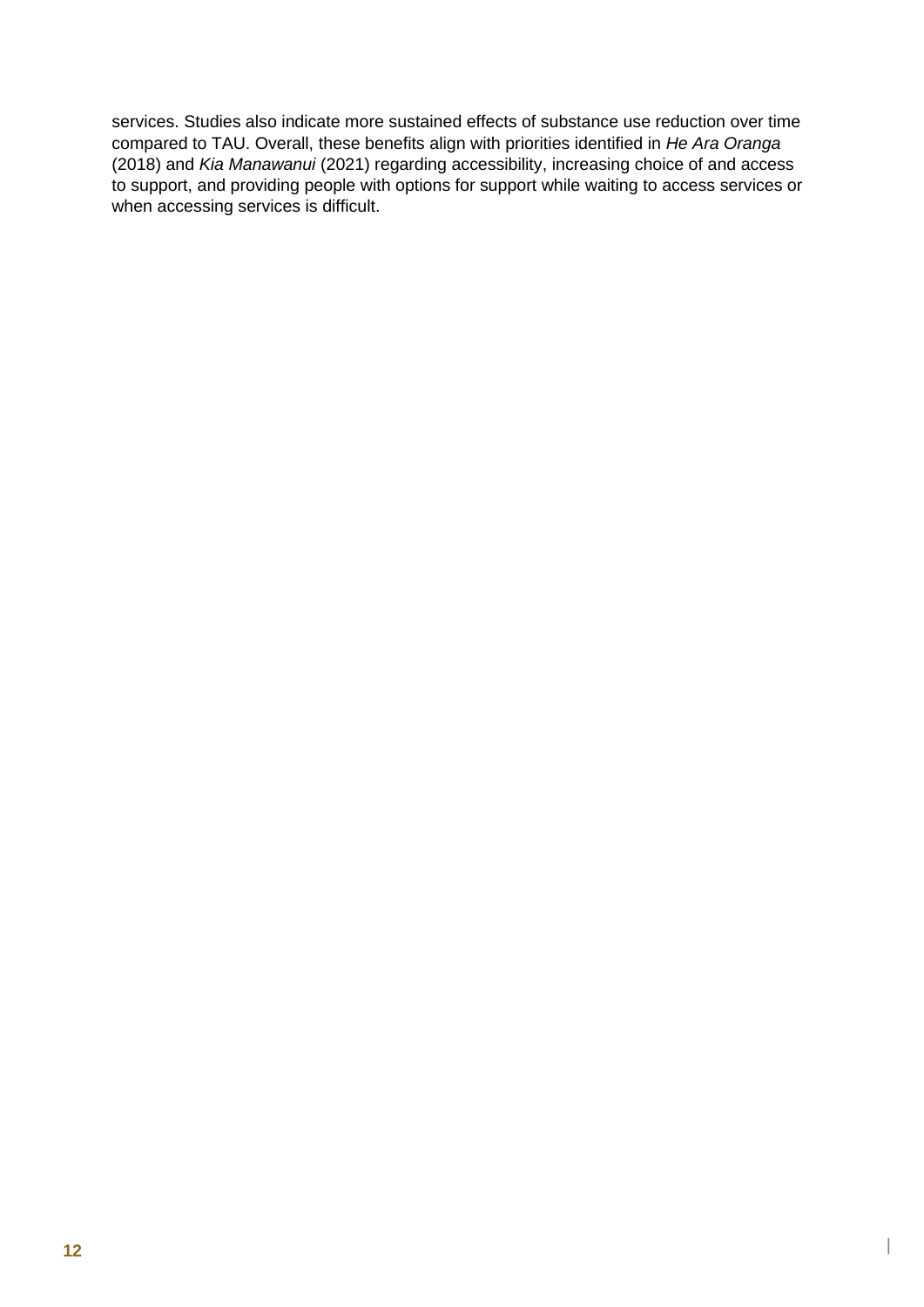services. Studies also indicate more sustained effects of substance use reduction over time compared to TAU. Overall, these benefits align with priorities identified in *He Ara Oranga* (2018) and *Kia Manawanui* (2021) regarding accessibility, increasing choice of and access to support, and providing people with options for support while waiting to access services or when accessing services is difficult.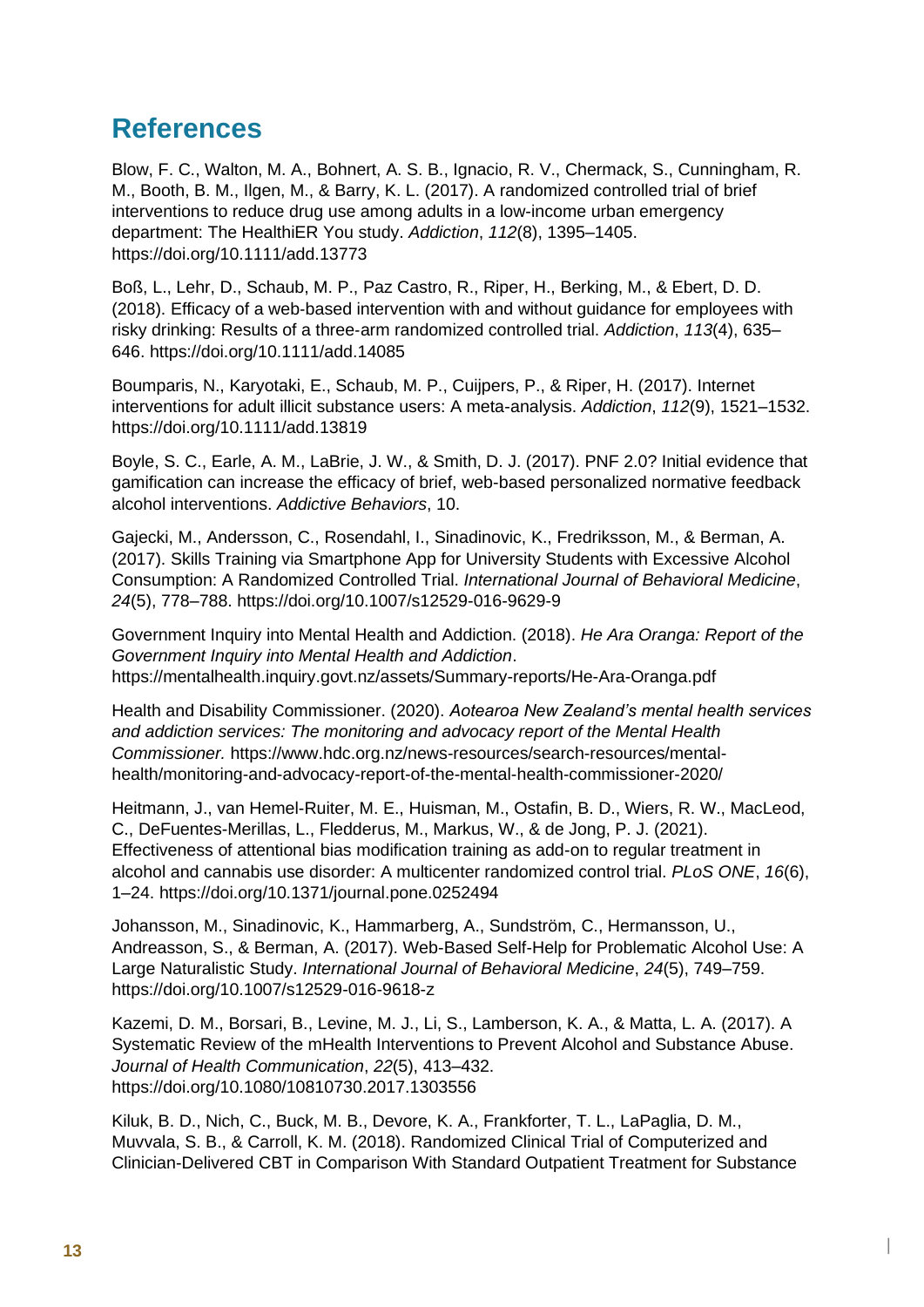## References

Blow, F. C., Walton, M. A., Bohnert, A. S. B., Ignacio, R. V., Chermack, S., Cunningham, R. M., Booth, B. M., Ilgen, M., & Barry, K. L. (2017). A randomized controlled trial of brief interventions to reduce drug use among adults in a low-income urban emergency department: The HealthiER You study. *Addiction*, *112*(8), 1395–1405. https://doi.org/10.1111/add.13773

Boß, L., Lehr, D., Schaub, M. P., Paz Castro, R., Riper, H., Berking, M., & Ebert, D. D. (2018). Efficacy of a web-based intervention with and without guidance for employees with risky drinking: Results of a three-arm randomized controlled trial. *Addiction*, *113*(4), 635–646. https://doi.org/10.1111/add.14085

Boumparis, N., Karyotaki, E., Schaub, M. P., Cuijpers, P., & Riper, H. (2017). Internet interventions for adult illicit substance users: A meta-analysis. *Addiction*, *112*(9), 1521–1532. https://doi.org/10.1111/add.13819

Boyle, S. C., Earle, A. M., LaBrie, J. W., & Smith, D. J. (2017). PNF 2.0? Initial evidence that gamification can increase the efficacy of brief, web-based personalized normative feedback alcohol interventions. *Addictive Behaviors*, 10.

Gajecki, M., Andersson, C., Rosendahl, I., Sinadinovic, K., Fredriksson, M., & Berman, A. (2017). Skills Training via Smartphone App for University Students with Excessive Alcohol Consumption: A Randomized Controlled Trial. *International Journal of Behavioral Medicine*, *24*(5), 778–788. https://doi.org/10.1007/s12529-016-9629-9

Government Inquiry into Mental Health and Addiction. (2018). *He Ara Oranga: Report of the Government Inquiry into Mental Health and Addiction*. https://mentalhealth.inquiry.govt.nz/assets/Summary-reports/He-Ara-Oranga.pdf

Health and Disability Commissioner. (2020). *Aotearoa New Zealand's mental health services and addiction services: The monitoring and advocacy report of the Mental Health Commissioner.* https://www.hdc.org.nz/news-resources/search-resources/mental-health/monitoring-and-advocacy-report-of-the-mental-health-commissioner-2020/

Heitmann, J., van Hemel-Ruiter, M. E., Huisman, M., Ostafin, B. D., Wiers, R. W., MacLeod, C., DeFuentes-Merillas, L., Fledderus, M., Markus, W., & de Jong, P. J. (2021). Effectiveness of attentional bias modification training as add-on to regular treatment in alcohol and cannabis use disorder: A multicenter randomized control trial. *PLoS ONE*, *16*(6), 1–24. https://doi.org/10.1371/journal.pone.0252494

Johansson, M., Sinadinovic, K., Hammarberg, A., Sundström, C., Hermansson, U., Andreasson, S., & Berman, A. (2017). Web-Based Self-Help for Problematic Alcohol Use: A Large Naturalistic Study. *International Journal of Behavioral Medicine*, *24*(5), 749–759. https://doi.org/10.1007/s12529-016-9618-z

Kazemi, D. M., Borsari, B., Levine, M. J., Li, S., Lamberson, K. A., & Matta, L. A. (2017). A Systematic Review of the mHealth Interventions to Prevent Alcohol and Substance Abuse. *Journal of Health Communication*, *22*(5), 413–432. https://doi.org/10.1080/10810730.2017.1303556

Kiluk, B. D., Nich, C., Buck, M. B., Devore, K. A., Frankforter, T. L., LaPaglia, D. M., Muvvala, S. B., & Carroll, K. M. (2018). Randomized Clinical Trial of Computerized and Clinician-Delivered CBT in Comparison With Standard Outpatient Treatment for Substance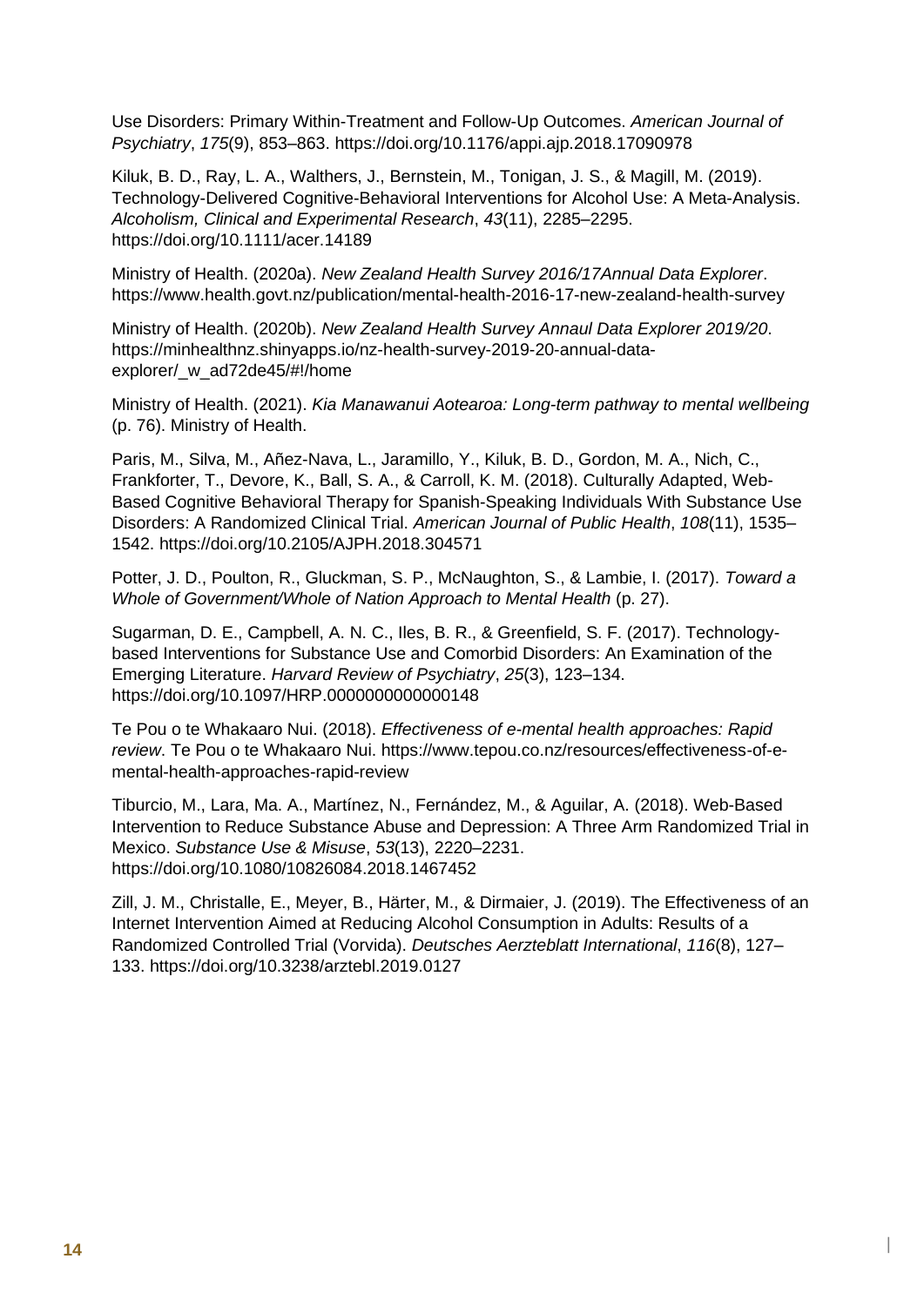Use Disorders: Primary Within-Treatment and Follow-Up Outcomes. *American Journal of Psychiatry*, *175*(9), 853–863. https://doi.org/10.1176/appi.ajp.2018.17090978

Kiluk, B. D., Ray, L. A., Walthers, J., Bernstein, M., Tonigan, J. S., & Magill, M. (2019). Technology-Delivered Cognitive-Behavioral Interventions for Alcohol Use: A Meta-Analysis. *Alcoholism, Clinical and Experimental Research*, *43*(11), 2285–2295. https://doi.org/10.1111/acer.14189

Ministry of Health. (2020a). *New Zealand Health Survey 2016/17Annual Data Explorer*. https://www.health.govt.nz/publication/mental-health-2016-17-new-zealand-health-survey

Ministry of Health. (2020b). *New Zealand Health Survey Annaul Data Explorer 2019/20*. https://minhealthnz.shinyapps.io/nz-health-survey-2019-20-annual-data-explorer/_w_ad72de45/#!/home

Ministry of Health. (2021). *Kia Manawanui Aotearoa: Long-term pathway to mental wellbeing* (p. 76). Ministry of Health.

Paris, M., Silva, M., Añez-Nava, L., Jaramillo, Y., Kiluk, B. D., Gordon, M. A., Nich, C., Frankforter, T., Devore, K., Ball, S. A., & Carroll, K. M. (2018). Culturally Adapted, Web-Based Cognitive Behavioral Therapy for Spanish-Speaking Individuals With Substance Use Disorders: A Randomized Clinical Trial. *American Journal of Public Health*, *108*(11), 1535–1542. https://doi.org/10.2105/AJPH.2018.304571

Potter, J. D., Poulton, R., Gluckman, S. P., McNaughton, S., & Lambie, I. (2017). *Toward a Whole of Government/Whole of Nation Approach to Mental Health* (p. 27).

Sugarman, D. E., Campbell, A. N. C., Iles, B. R., & Greenfield, S. F. (2017). Technology-based Interventions for Substance Use and Comorbid Disorders: An Examination of the Emerging Literature. *Harvard Review of Psychiatry*, *25*(3), 123–134. https://doi.org/10.1097/HRP.0000000000000148

Te Pou o te Whakaaro Nui. (2018). *Effectiveness of e-mental health approaches: Rapid review*. Te Pou o te Whakaaro Nui. https://www.tepou.co.nz/resources/effectiveness-of-e-mental-health-approaches-rapid-review

Tiburcio, M., Lara, Ma. A., Martínez, N., Fernández, M., & Aguilar, A. (2018). Web-Based Intervention to Reduce Substance Abuse and Depression: A Three Arm Randomized Trial in Mexico. *Substance Use & Misuse*, *53*(13), 2220–2231. https://doi.org/10.1080/10826084.2018.1467452

Zill, J. M., Christalle, E., Meyer, B., Härter, M., & Dirmaier, J. (2019). The Effectiveness of an Internet Intervention Aimed at Reducing Alcohol Consumption in Adults: Results of a Randomized Controlled Trial (Vorvida). *Deutsches Aerzteblatt International*, *116*(8), 127–133. https://doi.org/10.3238/arztebl.2019.0127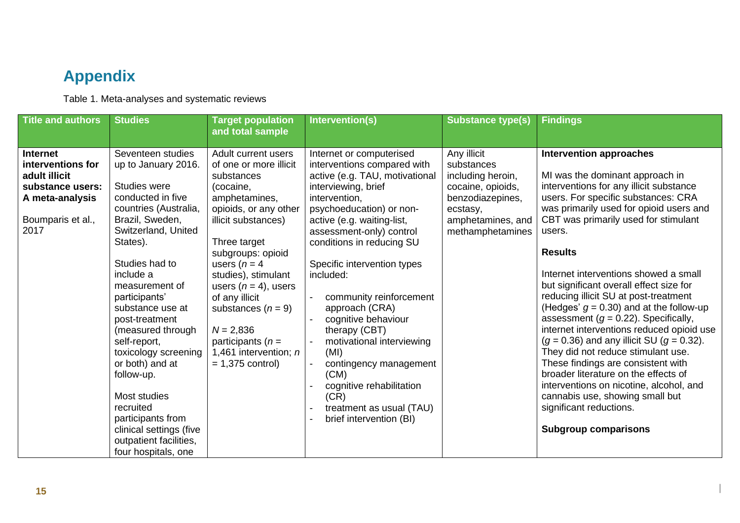# Appendix

Table 1. Meta-analyses and systematic reviews

| Title and authors | Studies | Target population and total sample | Intervention(s) | Substance type(s) | Findings |
|---|---|---|---|---|---|
| **Internet interventions for adult illicit substance users: A meta-analysis**<br><br>Boumparis et al., 2017 | Seventeen studies up to January 2016.<br><br>Studies were conducted in five countries (Australia, Brazil, Sweden, Switzerland, United States).<br><br>Studies had to include a measurement of participants' substance use at post-treatment (measured through self-report, toxicology screening or both) and at follow-up.<br><br>Most studies recruited participants from clinical settings (five outpatient facilities, four hospitals, one | Adult current users of one or more illicit substances (cocaine, amphetamines, opioids, or any other illicit substances)<br><br>Three target subgroups: opioid users (*n* = 4 studies), stimulant users (*n* = 4), users of any illicit substances (*n* = 9)<br><br>*N* = 2,836 participants (*n* = 1,461 intervention; *n* = 1,375 control) | Internet or computerised interventions compared with active (e.g. TAU, motivational interviewing, brief intervention, psychoeducation) or non-active (e.g. waiting-list, assessment-only) control conditions in reducing SU<br><br>Specific intervention types included:<br><br>- community reinforcement approach (CRA)<br>- cognitive behaviour therapy (CBT)<br>- motivational interviewing (MI)<br>- contingency management (CM)<br>- cognitive rehabilitation (CR)<br>- treatment as usual (TAU)<br>- brief intervention (BI) | Any illicit substances including heroin, cocaine, opioids, benzodiazepines, ecstasy, amphetamines, and methamphetamines | **Intervention approaches**<br><br>MI was the dominant approach in interventions for any illicit substance users. For specific substances: CRA was primarily used for opioid users and CBT was primarily used for stimulant users.<br><br>**Results**<br><br>Internet interventions showed a small but significant overall effect size for reducing illicit SU at post-treatment (Hedges' $g = 0.30$) and at the follow-up assessment ($g = 0.22$). Specifically, internet interventions reduced opioid use ($g = 0.36$) and any illicit SU ($g = 0.32$). They did not reduce stimulant use. These findings are consistent with broader literature on the effects of interventions on nicotine, alcohol, and cannabis use, showing small but significant reductions.<br><br>**Subgroup comparisons** |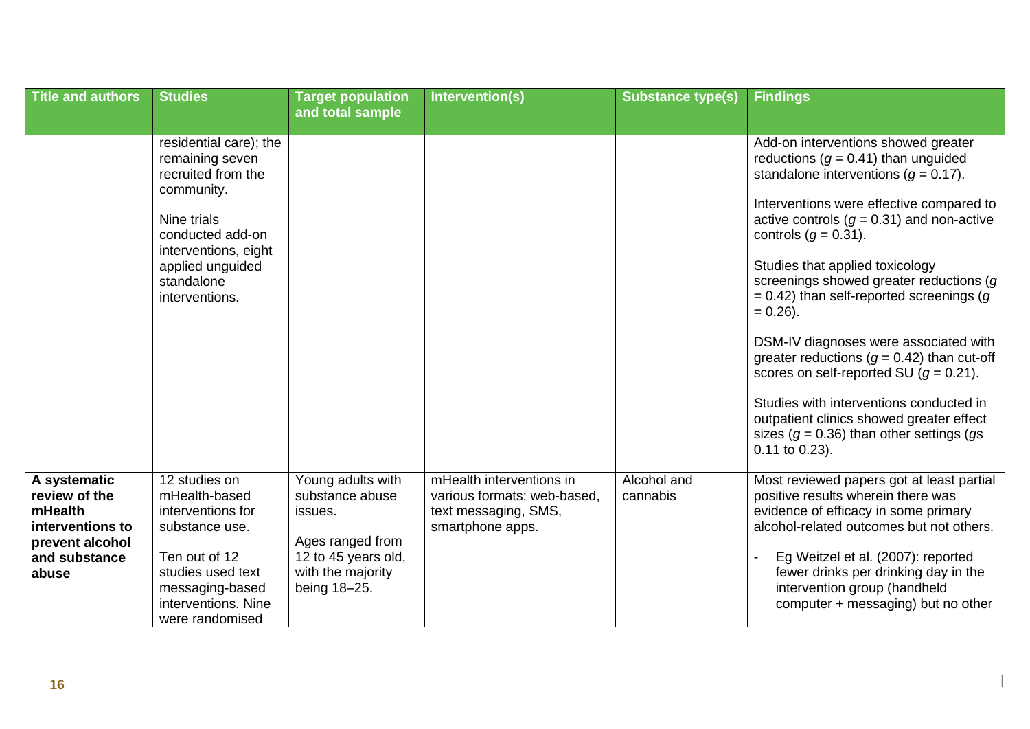| Title and authors | Studies | Target population and total sample | Intervention(s) | Substance type(s) | Findings |
|---|---|---|---|---|---|
| | residential care); the remaining seven recruited from the community.<br><br>Nine trials conducted add-on interventions, eight applied unguided standalone interventions. | | | | Add-on interventions showed greater reductions ($g = 0.41$) than unguided standalone interventions ($g = 0.17$).<br><br>Interventions were effective compared to active controls ($g = 0.31$) and non-active controls ($g = 0.31$).<br><br>Studies that applied toxicology screenings showed greater reductions ($g = 0.42$) than self-reported screenings ($g = 0.26$).<br><br>DSM-IV diagnoses were associated with greater reductions ($g = 0.42$) than cut-off scores on self-reported SU ($g = 0.21$).<br><br>Studies with interventions conducted in outpatient clinics showed greater effect sizes ($g = 0.36$) than other settings (*g*s 0.11 to 0.23). |
| **A systematic review of the mHealth interventions to prevent alcohol and substance abuse** | 12 studies on mHealth-based interventions for substance use.<br><br>Ten out of 12 studies used text messaging-based interventions. Nine were randomised | Young adults with substance abuse issues.<br><br>Ages ranged from 12 to 45 years old, with the majority being 18–25. | mHealth interventions in various formats: web-based, text messaging, SMS, smartphone apps. | Alcohol and cannabis | Most reviewed papers got at least partial positive results wherein there was evidence of efficacy in some primary alcohol-related outcomes but not others.<br><br>- Eg Weitzel et al. (2007): reported fewer drinks per drinking day in the intervention group (handheld computer + messaging) but no other |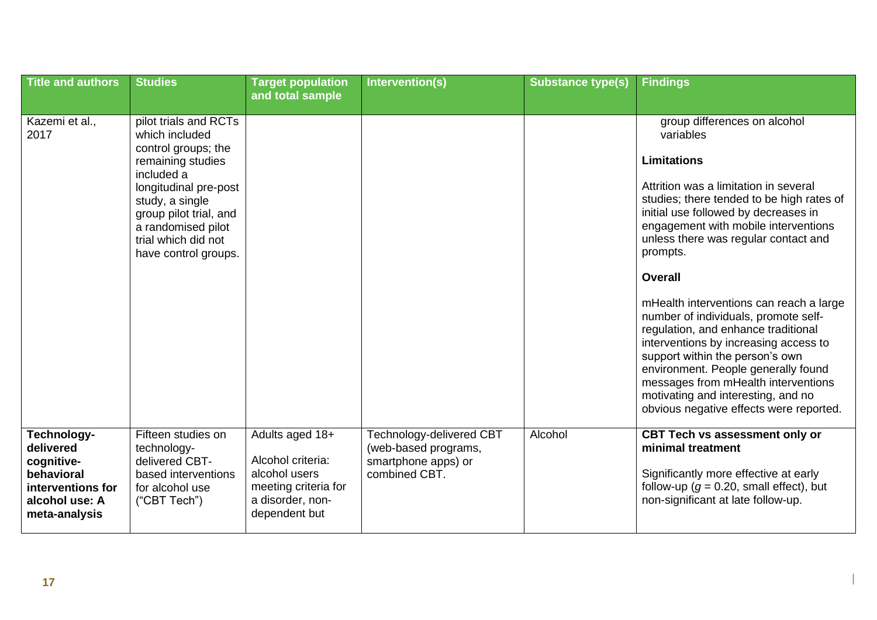| Title and authors | Studies | Target population and total sample | Intervention(s) | Substance type(s) | Findings |
|---|---|---|---|---|---|
| Kazemi et al., 2017 | pilot trials and RCTs which included control groups; the remaining studies included a longitudinal pre-post study, a single group pilot trial, and a randomised pilot trial which did not have control groups. | | | | group differences on alcohol variables<br><br>**Limitations**<br><br>Attrition was a limitation in several studies; there tended to be high rates of initial use followed by decreases in engagement with mobile interventions unless there was regular contact and prompts.<br><br>**Overall**<br><br>mHealth interventions can reach a large number of individuals, promote self-regulation, and enhance traditional interventions by increasing access to support within the person's own environment. People generally found messages from mHealth interventions motivating and interesting, and no obvious negative effects were reported. |
| **Technology-delivered cognitive-behavioral interventions for alcohol use: A meta-analysis** | Fifteen studies on technology-delivered CBT-based interventions for alcohol use ("CBT Tech") | Adults aged 18+<br><br>Alcohol criteria: alcohol users meeting criteria for a disorder, non-dependent but | Technology-delivered CBT (web-based programs, smartphone apps) or combined CBT. | Alcohol | **CBT Tech vs assessment only or minimal treatment**<br><br>Significantly more effective at early follow-up ($g$ = 0.20, small effect), but non-significant at late follow-up. |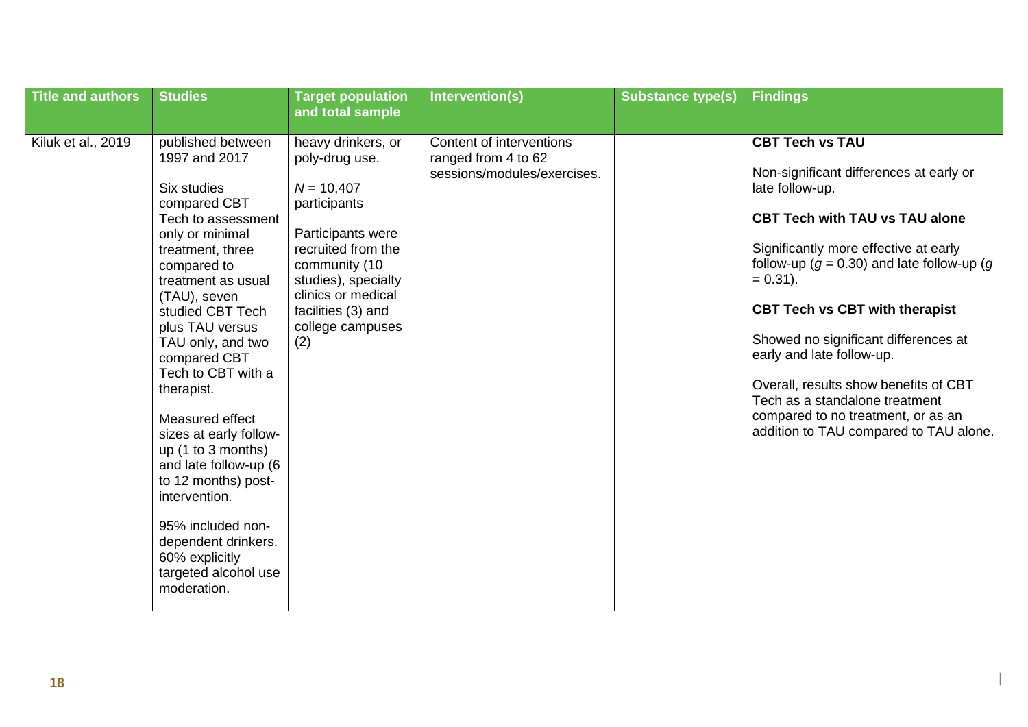| Title and authors | Studies | Target population and total sample | Intervention(s) | Substance type(s) | Findings |
|---|---|---|---|---|---|
| Kiluk et al., 2019 | published between 1997 and 2017<br><br>Six studies compared CBT Tech to assessment only or minimal treatment, three compared to treatment as usual (TAU), seven studied CBT Tech plus TAU versus TAU only, and two compared CBT Tech to CBT with a therapist.<br><br>Measured effect sizes at early follow-up (1 to 3 months) and late follow-up (6 to 12 months) post-intervention.<br><br>95% included non-dependent drinkers. 60% explicitly targeted alcohol use moderation. | heavy drinkers, or poly-drug use.<br><br>*N* = 10,407 participants<br><br>Participants were recruited from the community (10 studies), specialty clinics or medical facilities (3) and college campuses (2) | Content of interventions ranged from 4 to 62 sessions/modules/exercises. | | **CBT Tech vs TAU**<br><br>Non-significant differences at early or late follow-up.<br><br>**CBT Tech with TAU vs TAU alone**<br><br>Significantly more effective at early follow-up ($g$ = 0.30) and late follow-up ($g$ = 0.31).<br><br>**CBT Tech vs CBT with therapist**<br><br>Showed no significant differences at early and late follow-up.<br><br>Overall, results show benefits of CBT Tech as a standalone treatment compared to no treatment, or as an addition to TAU compared to TAU alone. |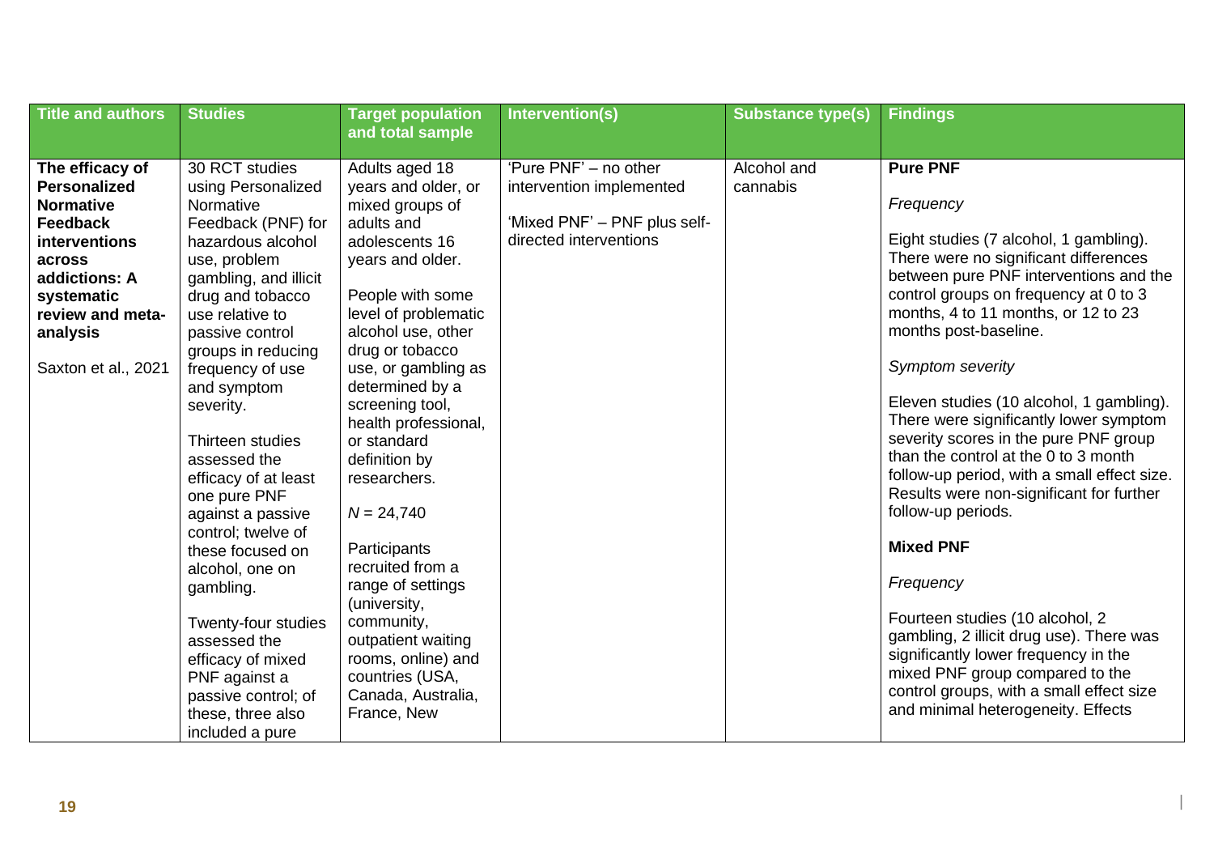| Title and authors | Studies | Target population and total sample | Intervention(s) | Substance type(s) | Findings |
| --- | --- | --- | --- | --- | --- |
| **The efficacy of Personalized Normative Feedback interventions across addictions: A systematic review and meta-analysis**<br><br>Saxton et al., 2021 | 30 RCT studies using Personalized Normative Feedback (PNF) for hazardous alcohol use, problem gambling, and illicit drug and tobacco use relative to passive control groups in reducing frequency of use and symptom severity.<br><br>Thirteen studies assessed the efficacy of at least one pure PNF against a passive control; twelve of these focused on alcohol, one on gambling.<br><br>Twenty-four studies assessed the efficacy of mixed PNF against a passive control; of these, three also included a pure | Adults aged 18 years and older, or mixed groups of adults and adolescents 16 years and older.<br><br>People with some level of problematic alcohol use, other drug or tobacco use, or gambling as determined by a screening tool, health professional, or standard definition by researchers.<br><br>*N* = 24,740<br><br>Participants recruited from a range of settings (university, community, outpatient waiting rooms, online) and countries (USA, Canada, Australia, France, New | 'Pure PNF' – no other intervention implemented<br><br>'Mixed PNF' – PNF plus self-directed interventions | Alcohol and cannabis | **Pure PNF**<br><br>*Frequency*<br><br>Eight studies (7 alcohol, 1 gambling). There were no significant differences between pure PNF interventions and the control groups on frequency at 0 to 3 months, 4 to 11 months, or 12 to 23 months post-baseline.<br><br>*Symptom severity*<br><br>Eleven studies (10 alcohol, 1 gambling). There were significantly lower symptom severity scores in the pure PNF group than the control at the 0 to 3 month follow-up period, with a small effect size. Results were non-significant for further follow-up periods.<br><br>**Mixed PNF**<br><br>*Frequency*<br><br>Fourteen studies (10 alcohol, 2 gambling, 2 illicit drug use). There was significantly lower frequency in the mixed PNF group compared to the control groups, with a small effect size and minimal heterogeneity. Effects |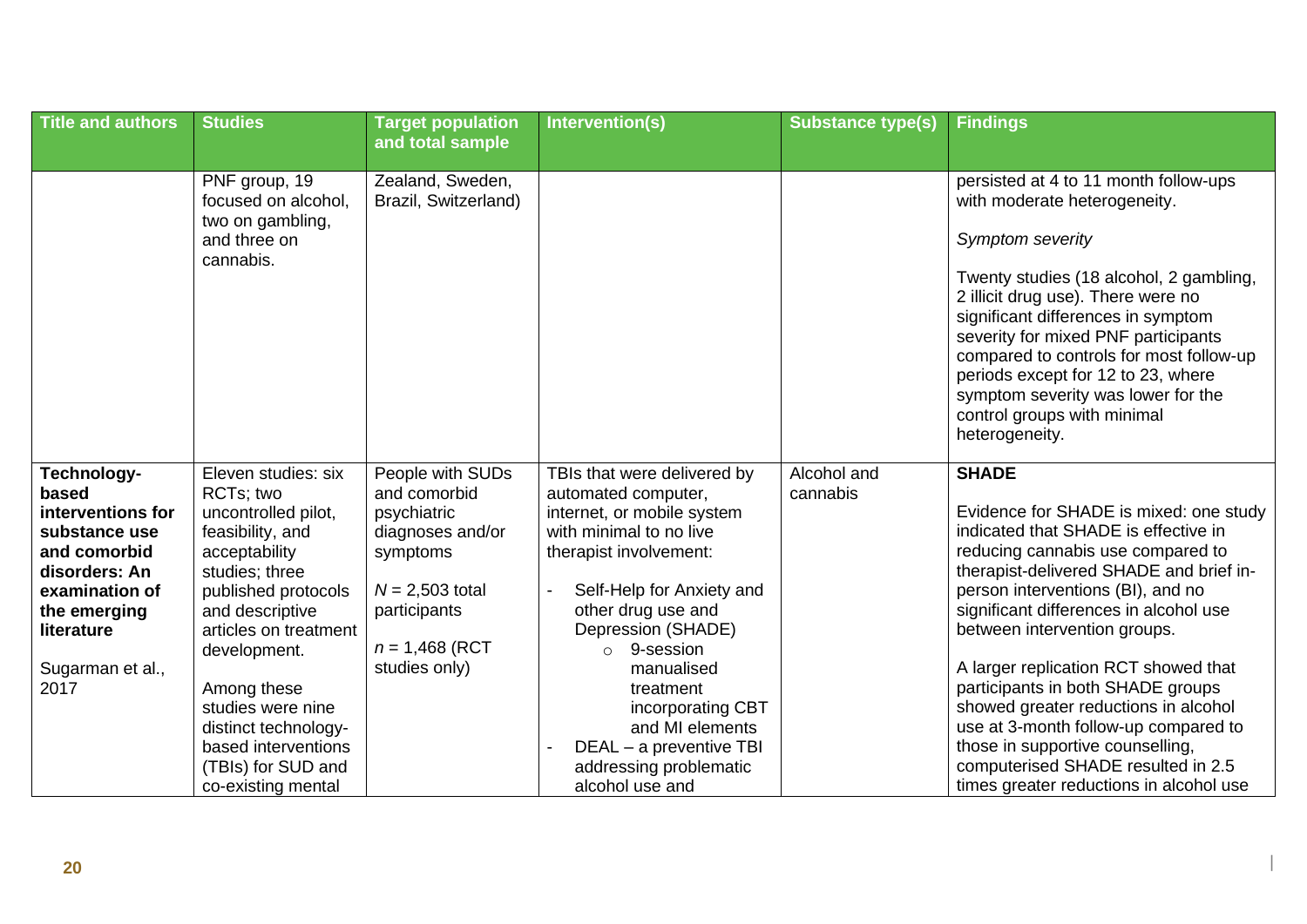| Title and authors | Studies | Target population and total sample | Intervention(s) | Substance type(s) | Findings |
|---|---|---|---|---|---|
| | PNF group, 19 focused on alcohol, two on gambling, and three on cannabis. | Zealand, Sweden, Brazil, Switzerland) | | | persisted at 4 to 11 month follow-ups with moderate heterogeneity.<br><br>*Symptom severity*<br><br>Twenty studies (18 alcohol, 2 gambling, 2 illicit drug use). There were no significant differences in symptom severity for mixed PNF participants compared to controls for most follow-up periods except for 12 to 23, where symptom severity was lower for the control groups with minimal heterogeneity. |
| **Technology-based interventions for substance use and comorbid disorders: An examination of the emerging literature**<br><br>Sugarman et al., 2017 | Eleven studies: six RCTs; two uncontrolled pilot, feasibility, and acceptability studies; three published protocols and descriptive articles on treatment development.<br><br>Among these studies were nine distinct technology-based interventions (TBIs) for SUD and co-existing mental | People with SUDs and comorbid psychiatric diagnoses and/or symptoms<br><br>*N* = 2,503 total participants<br><br>*n* = 1,468 (RCT studies only) | TBIs that were delivered by automated computer, internet, or mobile system with minimal to no live therapist involvement:<br><br>- Self-Help for Anxiety and other drug use and Depression (SHADE)<br>  - 9-session manualised treatment incorporating CBT and MI elements<br>- DEAL – a preventive TBI addressing problematic alcohol use and | Alcohol and cannabis | **SHADE**<br><br>Evidence for SHADE is mixed: one study indicated that SHADE is effective in reducing cannabis use compared to therapist-delivered SHADE and brief in-person interventions (BI), and no significant differences in alcohol use between intervention groups.<br><br>A larger replication RCT showed that participants in both SHADE groups showed greater reductions in alcohol use at 3-month follow-up compared to those in supportive counselling, computerised SHADE resulted in 2.5 times greater reductions in alcohol use |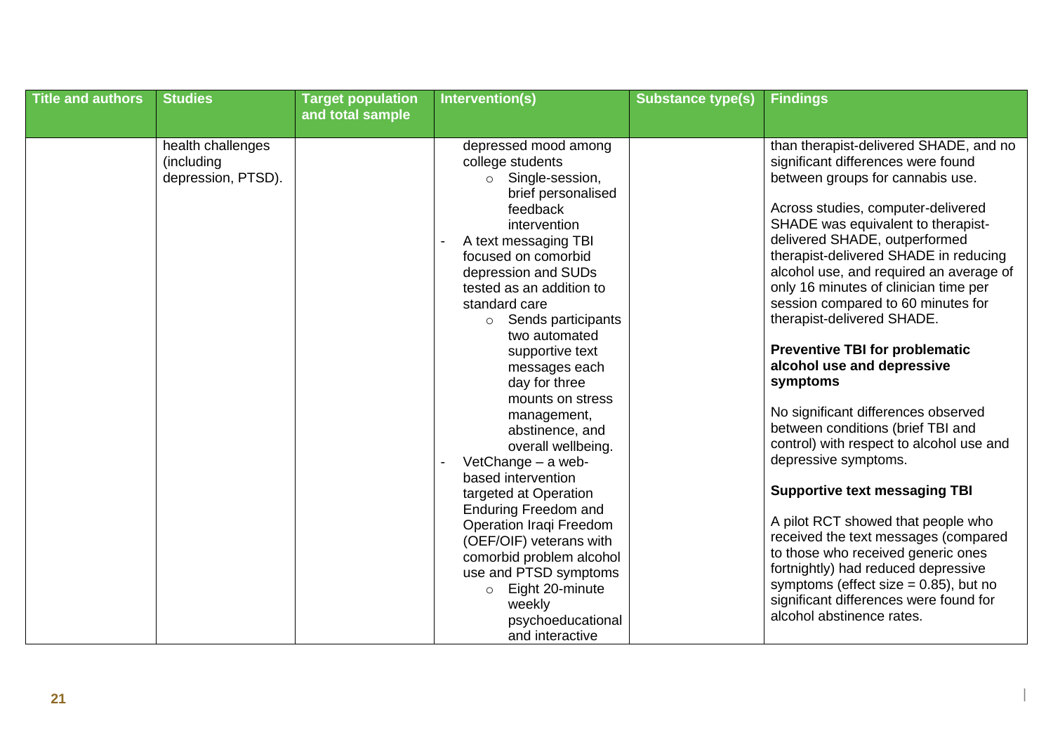| Title and authors | Studies | Target population and total sample | Intervention(s) | Substance type(s) | Findings |
|---|---|---|---|---|---|
| | health challenges (including depression, PTSD). | | depressed mood among college students<br>○ Single-session, brief personalised feedback intervention<br>- A text messaging TBI focused on comorbid depression and SUDs tested as an addition to standard care<br>○ Sends participants two automated supportive text messages each day for three mounts on stress management, abstinence, and overall wellbeing.<br>- VetChange – a web-based intervention targeted at Operation Enduring Freedom and Operation Iraqi Freedom (OEF/OIF) veterans with comorbid problem alcohol use and PTSD symptoms<br>○ Eight 20-minute weekly psychoeducational and interactive | | than therapist-delivered SHADE, and no significant differences were found between groups for cannabis use.<br><br>Across studies, computer-delivered SHADE was equivalent to therapist-delivered SHADE, outperformed therapist-delivered SHADE in reducing alcohol use, and required an average of only 16 minutes of clinician time per session compared to 60 minutes for therapist-delivered SHADE.<br><br>**Preventive TBI for problematic alcohol use and depressive symptoms**<br><br>No significant differences observed between conditions (brief TBI and control) with respect to alcohol use and depressive symptoms.<br><br>**Supportive text messaging TBI**<br><br>A pilot RCT showed that people who received the text messages (compared to those who received generic ones fortnightly) had reduced depressive symptoms (effect size = 0.85), but no significant differences were found for alcohol abstinence rates. |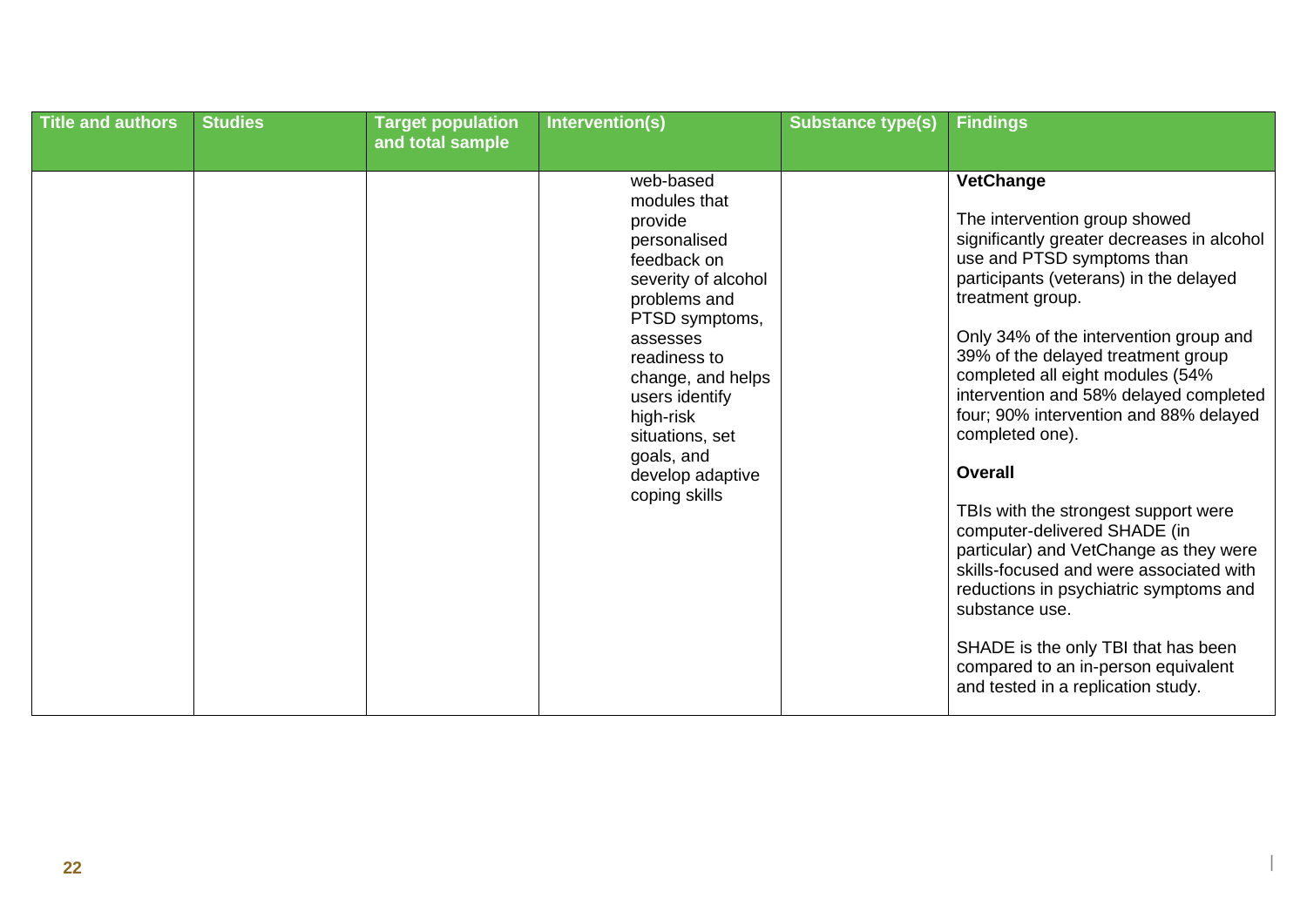| Title and authors | Studies | Target population and total sample | Intervention(s) | Substance type(s) | Findings |
|---|---|---|---|---|---|
| | | | web-based modules that provide personalised feedback on severity of alcohol problems and PTSD symptoms, assesses readiness to change, and helps users identify high-risk situations, set goals, and develop adaptive coping skills | | **VetChange**<br><br>The intervention group showed significantly greater decreases in alcohol use and PTSD symptoms than participants (veterans) in the delayed treatment group.<br><br>Only 34% of the intervention group and 39% of the delayed treatment group completed all eight modules (54% intervention and 58% delayed completed four; 90% intervention and 88% delayed completed one).<br><br>**Overall**<br><br>TBIs with the strongest support were computer-delivered SHADE (in particular) and VetChange as they were skills-focused and were associated with reductions in psychiatric symptoms and substance use.<br><br>SHADE is the only TBI that has been compared to an in-person equivalent and tested in a replication study. |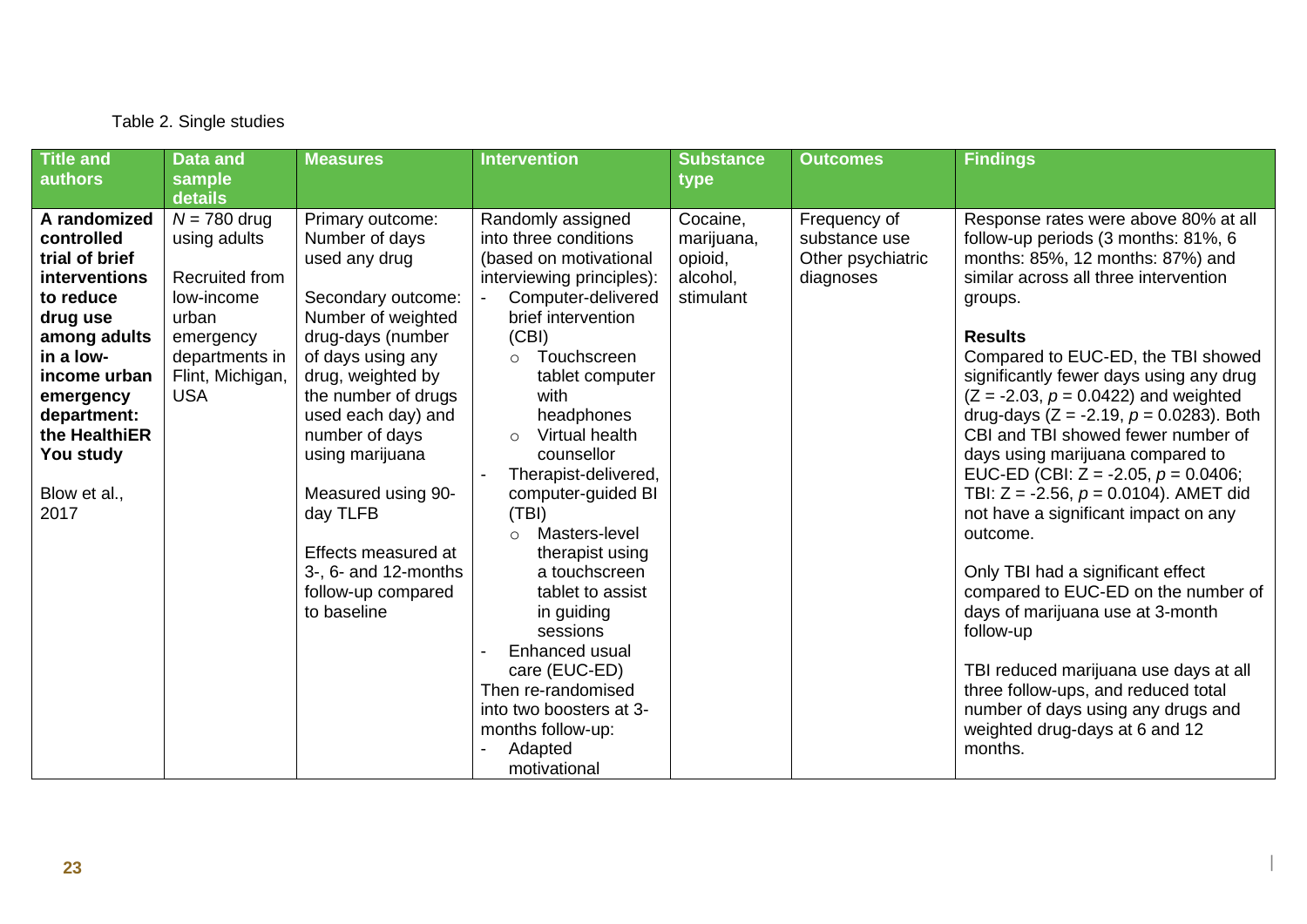Table 2. Single studies

| Title and authors | Data and sample details | Measures | Intervention | Substance type | Outcomes | Findings |
|---|---|---|---|---|---|---|
| **A randomized controlled trial of brief interventions to reduce drug use among adults in a low-income urban emergency department: the HealthiER You study**<br><br>Blow et al., 2017 | *N* = 780 drug using adults<br><br>Recruited from low-income urban emergency departments in Flint, Michigan, USA | Primary outcome: Number of days used any drug<br><br>Secondary outcome: Number of weighted drug-days (number of days using any drug, weighted by the number of drugs used each day) and number of days using marijuana<br><br>Measured using 90-day TLFB<br><br>Effects measured at 3-, 6- and 12-months follow-up compared to baseline | Randomly assigned into three conditions (based on motivational interviewing principles):<br>- Computer-delivered brief intervention (CBI)<br>  ○ Touchscreen tablet computer with headphones<br>  ○ Virtual health counsellor<br>- Therapist-delivered, computer-guided BI (TBI)<br>  ○ Masters-level therapist using a touchscreen tablet to assist in guiding sessions<br>- Enhanced usual care (EUC-ED)<br>Then re-randomised into two boosters at 3-months follow-up:<br>- Adapted motivational | Cocaine, marijuana, opioid, alcohol, stimulant | Frequency of substance use<br>Other psychiatric diagnoses | Response rates were above 80% at all follow-up periods (3 months: 81%, 6 months: 85%, 12 months: 87%) and similar across all three intervention groups.<br><br>**Results**<br>Compared to EUC-ED, the TBI showed significantly fewer days using any drug ($Z = -2.03$, $p = 0.0422$) and weighted drug-days ($Z = -2.19$, $p = 0.0283$). Both CBI and TBI showed fewer number of days using marijuana compared to EUC-ED (CBI: $Z = -2.05$, $p = 0.0406$; TBI: $Z = -2.56$, $p = 0.0104$). AMET did not have a significant impact on any outcome.<br><br>Only TBI had a significant effect compared to EUC-ED on the number of days of marijuana use at 3-month follow-up<br><br>TBI reduced marijuana use days at all three follow-ups, and reduced total number of days using any drugs and weighted drug-days at 6 and 12 months. |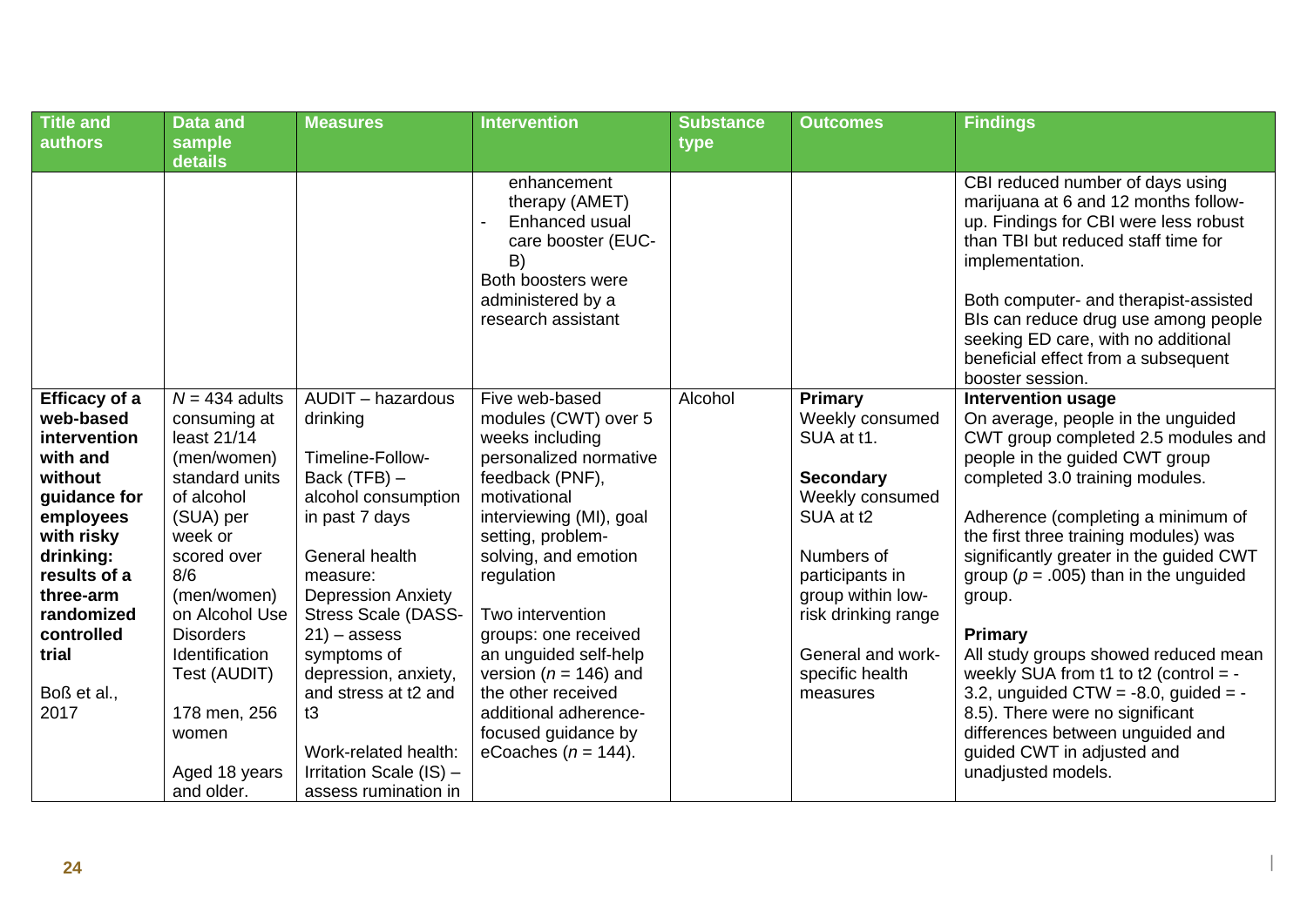| Title and authors | Data and sample details | Measures | Intervention | Substance type | Outcomes | Findings |
|---|---|---|---|---|---|---|
| | | | enhancement therapy (AMET)<br>- Enhanced usual care booster (EUC-B)<br>Both boosters were administered by a research assistant | | | CBI reduced number of days using marijuana at 6 and 12 months follow-up. Findings for CBI were less robust than TBI but reduced staff time for implementation.<br><br>Both computer- and therapist-assisted BIs can reduce drug use among people seeking ED care, with no additional beneficial effect from a subsequent booster session. |
| **Efficacy of a web-based intervention with and without guidance for employees with risky drinking: results of a three-arm randomized controlled trial**<br><br>Boß et al., 2017 | $N$ = 434 adults consuming at least 21/14 (men/women) standard units of alcohol (SUA) per week or scored over 8/6 (men/women) on Alcohol Use Disorders Identification Test (AUDIT)<br><br>178 men, 256 women<br><br>Aged 18 years and older. | AUDIT – hazardous drinking<br><br>Timeline-Follow-Back (TFB) – alcohol consumption in past 7 days<br><br>General health measure: Depression Anxiety Stress Scale (DASS-21) – assess symptoms of depression, anxiety, and stress at t2 and t3<br><br>Work-related health: Irritation Scale (IS) – assess rumination in | Five web-based modules (CWT) over 5 weeks including personalized normative feedback (PNF), motivational interviewing (MI), goal setting, problem-solving, and emotion regulation<br><br>Two intervention groups: one received an unguided self-help version ($n$ = 146) and the other received additional adherence-focused guidance by eCoaches ($n$ = 144). | Alcohol | **Primary**<br>Weekly consumed SUA at t1.<br><br>**Secondary**<br>Weekly consumed SUA at t2<br><br>Numbers of participants in group within low-risk drinking range<br><br>General and work-specific health measures | **Intervention usage**<br>On average, people in the unguided CWT group completed 2.5 modules and people in the guided CWT group completed 3.0 training modules.<br><br>Adherence (completing a minimum of the first three training modules) was significantly greater in the guided CWT group ($p$ = .005) than in the unguided group.<br><br>**Primary**<br>All study groups showed reduced mean weekly SUA from t1 to t2 (control = -3.2, unguided CTW = -8.0, guided = -8.5). There were no significant differences between unguided and guided CWT in adjusted and unadjusted models. |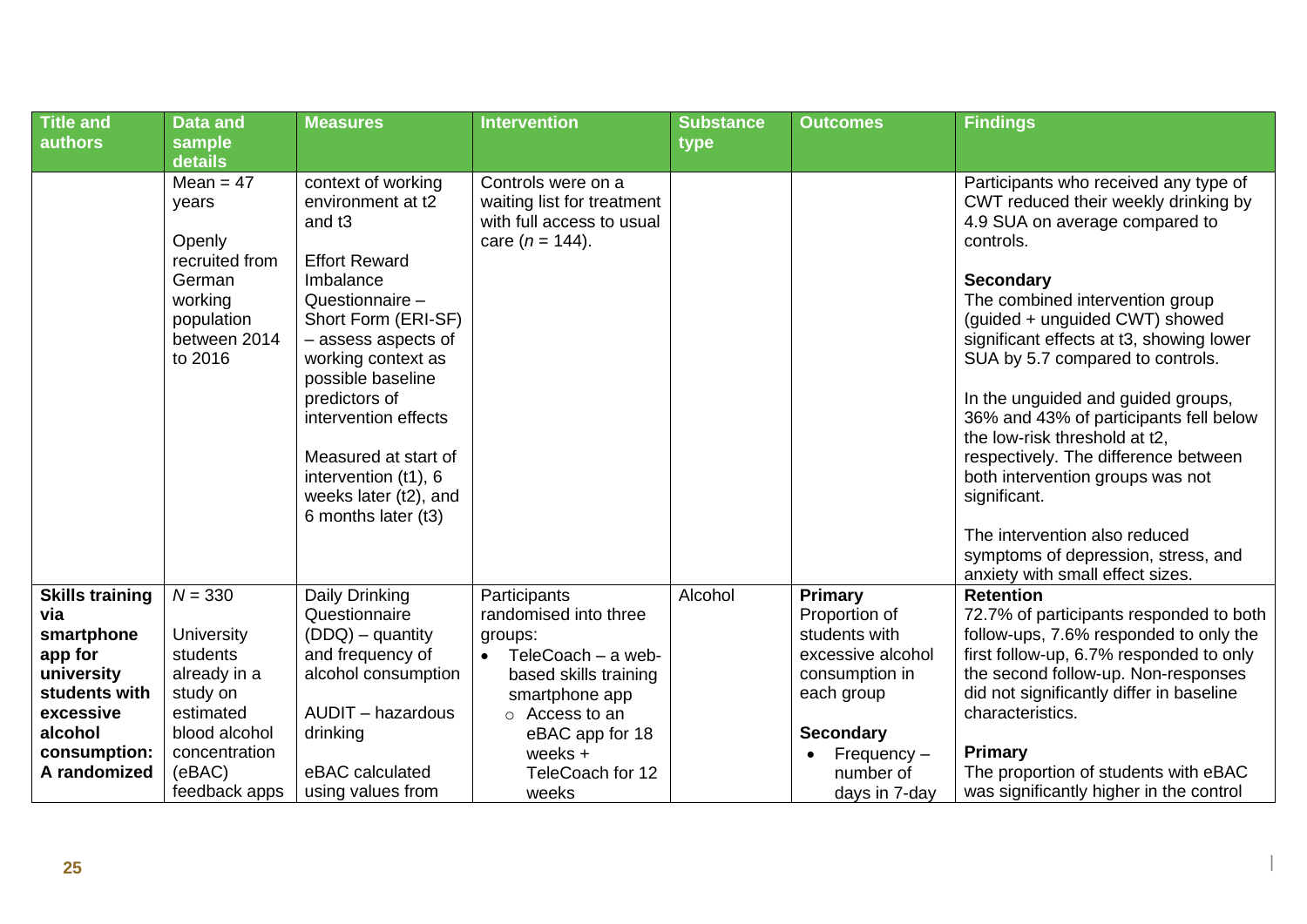| Title and authors | Data and sample details | Measures | Intervention | Substance type | Outcomes | Findings |
|---|---|---|---|---|---|---|
| | Mean = 47 years<br><br>Openly recruited from German working population between 2014 to 2016 | context of working environment at t2 and t3<br><br>Effort Reward Imbalance Questionnaire – Short Form (ERI-SF) – assess aspects of working context as possible baseline predictors of intervention effects<br><br>Measured at start of intervention (t1), 6 weeks later (t2), and 6 months later (t3) | Controls were on a waiting list for treatment with full access to usual care (*n* = 144). | | | Participants who received any type of CWT reduced their weekly drinking by 4.9 SUA on average compared to controls.<br><br>**Secondary**<br>The combined intervention group (guided + unguided CWT) showed significant effects at t3, showing lower SUA by 5.7 compared to controls.<br><br>In the unguided and guided groups, 36% and 43% of participants fell below the low-risk threshold at t2, respectively. The difference between both intervention groups was not significant.<br><br>The intervention also reduced symptoms of depression, stress, and anxiety with small effect sizes. |
| **Skills training via smartphone app for university students with excessive alcohol consumption: A randomized** | *N* = 330<br><br>University students already in a study on estimated blood alcohol concentration (eBAC) feedback apps | Daily Drinking Questionnaire (DDQ) – quantity and frequency of alcohol consumption<br><br>AUDIT – hazardous drinking<br><br>eBAC calculated using values from | Participants randomised into three groups:<br>• TeleCoach – a web-based skills training smartphone app<br>&nbsp;&nbsp;&nbsp;○ Access to an eBAC app for 18 weeks + TeleCoach for 12 weeks | Alcohol | **Primary**<br>Proportion of students with excessive alcohol consumption in each group<br><br>**Secondary**<br>• Frequency – number of days in 7-day | **Retention**<br>72.7% of participants responded to both follow-ups, 7.6% responded to only the first follow-up, 6.7% responded to only the second follow-up. Non-responses did not significantly differ in baseline characteristics.<br><br>**Primary**<br>The proportion of students with eBAC was significantly higher in the control |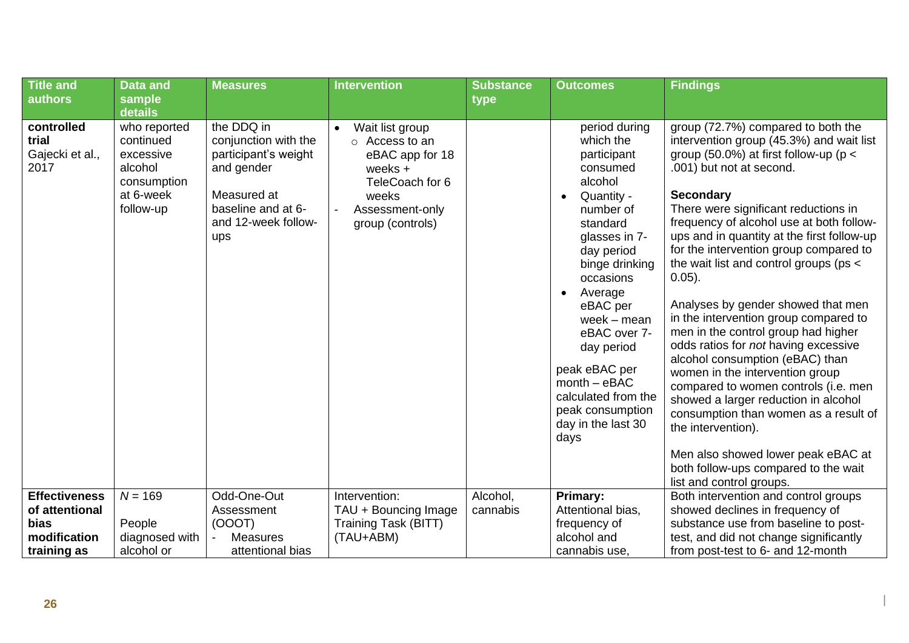| Title and authors | Data and sample details | Measures | Intervention | Substance type | Outcomes | Findings |
|---|---|---|---|---|---|---|
| **controlled trial** Gajecki et al., 2017 | who reported continued excessive alcohol consumption at 6-week follow-up | the DDQ in conjunction with the participant's weight and gender<br><br>Measured at baseline and at 6- and 12-week follow-ups | • Wait list group<br>  ○ Access to an eBAC app for 18 weeks + TeleCoach for 6 weeks<br>- Assessment-only group (controls) | | period during which the participant consumed alcohol<br>• Quantity - number of standard glasses in 7-day period binge drinking occasions<br>• Average eBAC per week – mean eBAC over 7-day period<br><br>peak eBAC per month – eBAC calculated from the peak consumption day in the last 30 days | group (72.7%) compared to both the intervention group (45.3%) and wait list group (50.0%) at first follow-up ($p < .001$) but not at second.<br><br>**Secondary**<br>There were significant reductions in frequency of alcohol use at both follow-ups and in quantity at the first follow-up for the intervention group compared to the wait list and control groups ($ps < 0.05$).<br><br>Analyses by gender showed that men in the intervention group compared to men in the control group had higher odds ratios for *not* having excessive alcohol consumption (eBAC) than women in the intervention group compared to women controls (i.e. men showed a larger reduction in alcohol consumption than women as a result of the intervention).<br><br>Men also showed lower peak eBAC at both follow-ups compared to the wait list and control groups. |
| **Effectiveness of attentional bias modification training as** | $N$ = 169<br><br>People diagnosed with alcohol or | Odd-One-Out Assessment (OOOT)<br>- Measures attentional bias | Intervention:<br>TAU + Bouncing Image Training Task (BITT) (TAU+ABM) | Alcohol, cannabis | **Primary:**<br>Attentional bias, frequency of alcohol and cannabis use, | Both intervention and control groups showed declines in frequency of substance use from baseline to post-test, and did not change significantly from post-test to 6- and 12-month |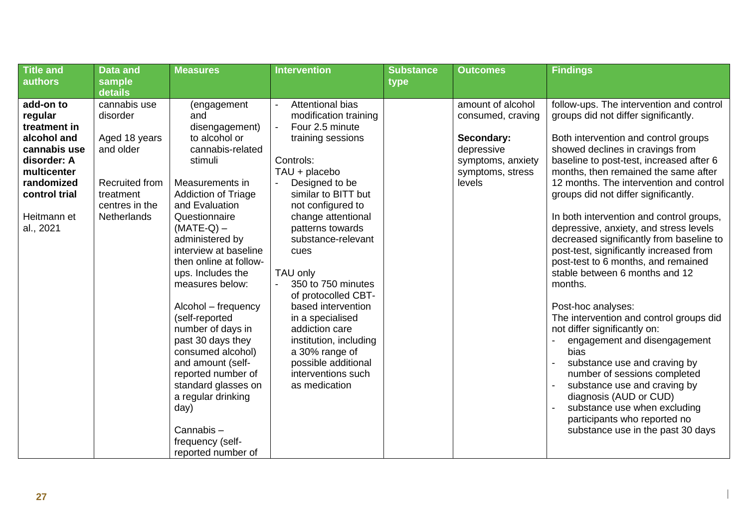| Title and authors | Data and sample details | Measures | Intervention | Substance type | Outcomes | Findings |
|---|---|---|---|---|---|---|
| **add-on to regular treatment in alcohol and cannabis use disorder: A multicenter randomized control trial**<br><br>Heitmann et al., 2021 | cannabis use disorder<br><br>Aged 18 years and older<br><br>Recruited from treatment centres in the Netherlands | (engagement and disengagement) to alcohol or cannabis-related stimuli<br><br>Measurements in Addiction of Triage and Evaluation Questionnaire (MATE-Q) – administered by interview at baseline then online at follow-ups. Includes the measures below:<br><br>Alcohol – frequency (self-reported number of days in past 30 days they consumed alcohol) and amount (self-reported number of standard glasses on a regular drinking day)<br><br>Cannabis – frequency (self-reported number of | - Attentional bias modification training<br>- Four 2.5 minute training sessions<br><br>Controls:<br>TAU + placebo<br>- Designed to be similar to BITT but not configured to change attentional patterns towards substance-relevant cues<br><br>TAU only<br>- 350 to 750 minutes of protocolled CBT-based intervention in a specialised addiction care institution, including a 30% range of possible additional interventions such as medication | | amount of alcohol consumed, craving<br><br>**Secondary:** depressive symptoms, anxiety symptoms, stress levels | follow-ups. The intervention and control groups did not differ significantly.<br><br>Both intervention and control groups showed declines in cravings from baseline to post-test, increased after 6 months, then remained the same after 12 months. The intervention and control groups did not differ significantly.<br><br>In both intervention and control groups, depressive, anxiety, and stress levels decreased significantly from baseline to post-test, significantly increased from post-test to 6 months, and remained stable between 6 months and 12 months.<br><br>Post-hoc analyses:<br>The intervention and control groups did not differ significantly on:<br>- engagement and disengagement bias<br>- substance use and craving by number of sessions completed<br>- substance use and craving by diagnosis (AUD or CUD)<br>- substance use when excluding participants who reported no substance use in the past 30 days |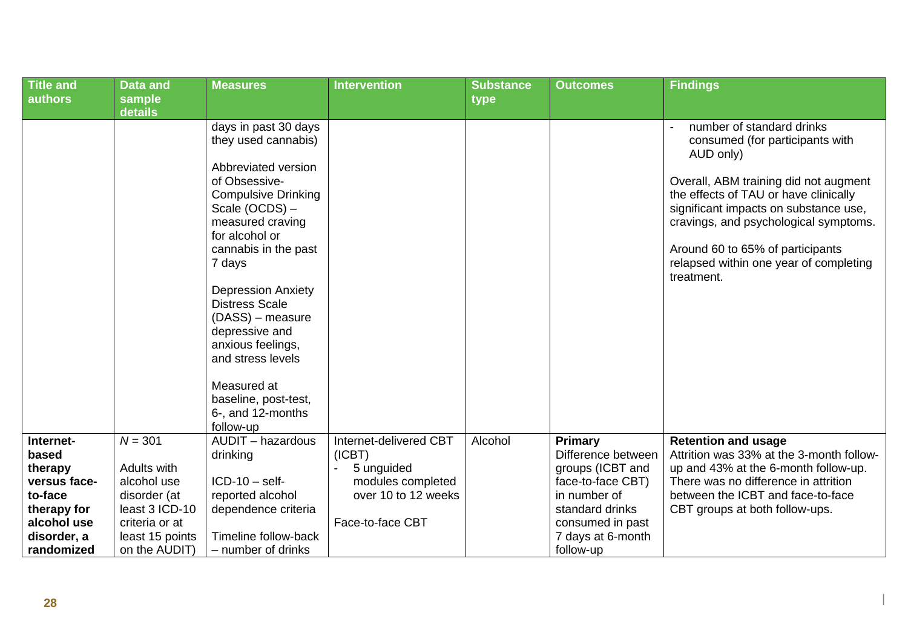| Title and authors | Data and sample details | Measures | Intervention | Substance type | Outcomes | Findings |
|---|---|---|---|---|---|---|
| | | days in past 30 days they used cannabis)<br><br>Abbreviated version of Obsessive-Compulsive Drinking Scale (OCDS) – measured craving for alcohol or cannabis in the past 7 days<br><br>Depression Anxiety Distress Scale (DASS) – measure depressive and anxious feelings, and stress levels<br><br>Measured at baseline, post-test, 6-, and 12-months follow-up | | | | - number of standard drinks consumed (for participants with AUD only)<br><br>Overall, ABM training did not augment the effects of TAU or have clinically significant impacts on substance use, cravings, and psychological symptoms.<br><br>Around 60 to 65% of participants relapsed within one year of completing treatment. |
| **Internet-based therapy versus face-to-face therapy for alcohol use disorder, a randomized** | $N = 301$<br><br>Adults with alcohol use disorder (at least 3 ICD-10 criteria or at least 15 points on the AUDIT) | AUDIT – hazardous drinking<br><br>ICD-10 – self-reported alcohol dependence criteria<br><br>Timeline follow-back – number of drinks | Internet-delivered CBT (ICBT)<br>- 5 unguided modules completed over 10 to 12 weeks<br><br>Face-to-face CBT | Alcohol | **Primary**<br>Difference between groups (ICBT and face-to-face CBT) in number of standard drinks consumed in past 7 days at 6-month follow-up | **Retention and usage**<br>Attrition was 33% at the 3-month follow-up and 43% at the 6-month follow-up. There was no difference in attrition between the ICBT and face-to-face CBT groups at both follow-ups. |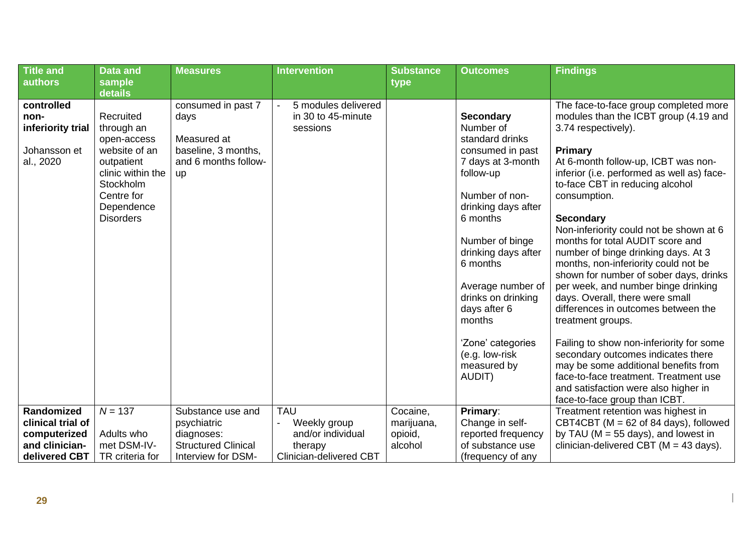| Title and authors | Data and sample details | Measures | Intervention | Substance type | Outcomes | Findings |
|---|---|---|---|---|---|---|
| controlled non-inferiority trial<br><br>Johansson et al., 2020 | Recruited through an open-access website of an outpatient clinic within the Stockholm Centre for Dependence Disorders | consumed in past 7 days<br><br>Measured at baseline, 3 months, and 6 months follow-up | - 5 modules delivered in 30 to 45-minute sessions | | **Secondary**<br>Number of standard drinks consumed in past 7 days at 3-month follow-up<br><br>Number of non-drinking days after 6 months<br><br>Number of binge drinking days after 6 months<br><br>Average number of drinks on drinking days after 6 months<br><br>'Zone' categories (e.g. low-risk measured by AUDIT) | The face-to-face group completed more modules than the ICBT group (4.19 and 3.74 respectively).<br><br>**Primary**<br>At 6-month follow-up, ICBT was non-inferior (i.e. performed as well as) face-to-face CBT in reducing alcohol consumption.<br><br>**Secondary**<br>Non-inferiority could not be shown at 6 months for total AUDIT score and number of binge drinking days. At 3 months, non-inferiority could not be shown for number of sober days, drinks per week, and number binge drinking days. Overall, there were small differences in outcomes between the treatment groups.<br><br>Failing to show non-inferiority for some secondary outcomes indicates there may be some additional benefits from face-to-face treatment. Treatment use and satisfaction were also higher in face-to-face group than ICBT. |
| **Randomized clinical trial of computerized and clinician-delivered CBT** | *N* = 137<br><br>Adults who met DSM-IV-TR criteria for | Substance use and psychiatric diagnoses: Structured Clinical Interview for DSM- | TAU<br>- Weekly group and/or individual therapy<br>Clinician-delivered CBT | Cocaine, marijuana, opioid, alcohol | **Primary**:<br>Change in self-reported frequency of substance use (frequency of any | Treatment retention was highest in CBT4CBT (M = 62 of 84 days), followed by TAU (M = 55 days), and lowest in clinician-delivered CBT (M = 43 days). |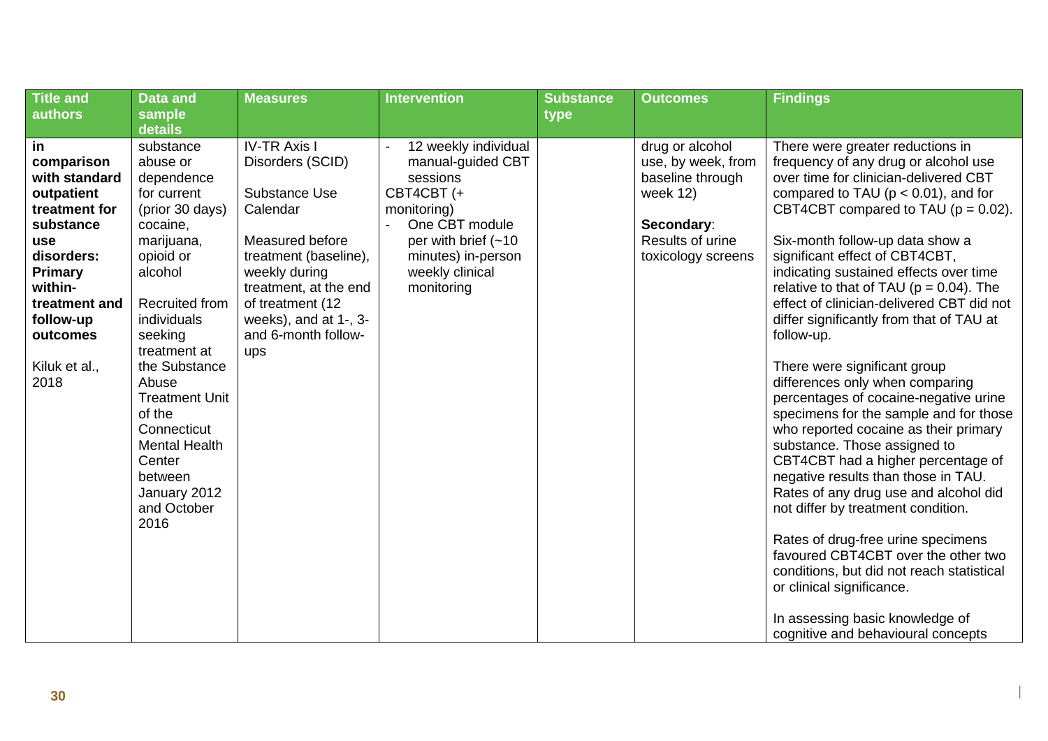| Title and authors | Data and sample details | Measures | Intervention | Substance type | Outcomes | Findings |
|---|---|---|---|---|---|---|
| **in comparison with standard outpatient treatment for substance use disorders: Primary within-treatment and follow-up outcomes**<br><br>Kiluk et al., 2018 | substance abuse or dependence for current (prior 30 days) cocaine, marijuana, opioid or alcohol<br><br>Recruited from individuals seeking treatment at the Substance Abuse Treatment Unit of the Connecticut Mental Health Center between January 2012 and October 2016 | IV-TR Axis I Disorders (SCID)<br><br>Substance Use Calendar<br><br>Measured before treatment (baseline), weekly during treatment, at the end of treatment (12 weeks), and at 1-, 3- and 6-month follow-ups | - 12 weekly individual manual-guided CBT sessions<br>CBT4CBT (+ monitoring)<br>- One CBT module per with brief (~10 minutes) in-person weekly clinical monitoring | | drug or alcohol use, by week, from baseline through week 12)<br><br>**Secondary**: Results of urine toxicology screens | There were greater reductions in frequency of any drug or alcohol use over time for clinician-delivered CBT compared to TAU ($p < 0.01$), and for CBT4CBT compared to TAU ($p = 0.02$).<br><br>Six-month follow-up data show a significant effect of CBT4CBT, indicating sustained effects over time relative to that of TAU ($p = 0.04$). The effect of clinician-delivered CBT did not differ significantly from that of TAU at follow-up.<br><br>There were significant group differences only when comparing percentages of cocaine-negative urine specimens for the sample and for those who reported cocaine as their primary substance. Those assigned to CBT4CBT had a higher percentage of negative results than those in TAU. Rates of any drug use and alcohol did not differ by treatment condition.<br><br>Rates of drug-free urine specimens favoured CBT4CBT over the other two conditions, but did not reach statistical or clinical significance.<br><br>In assessing basic knowledge of cognitive and behavioural concepts |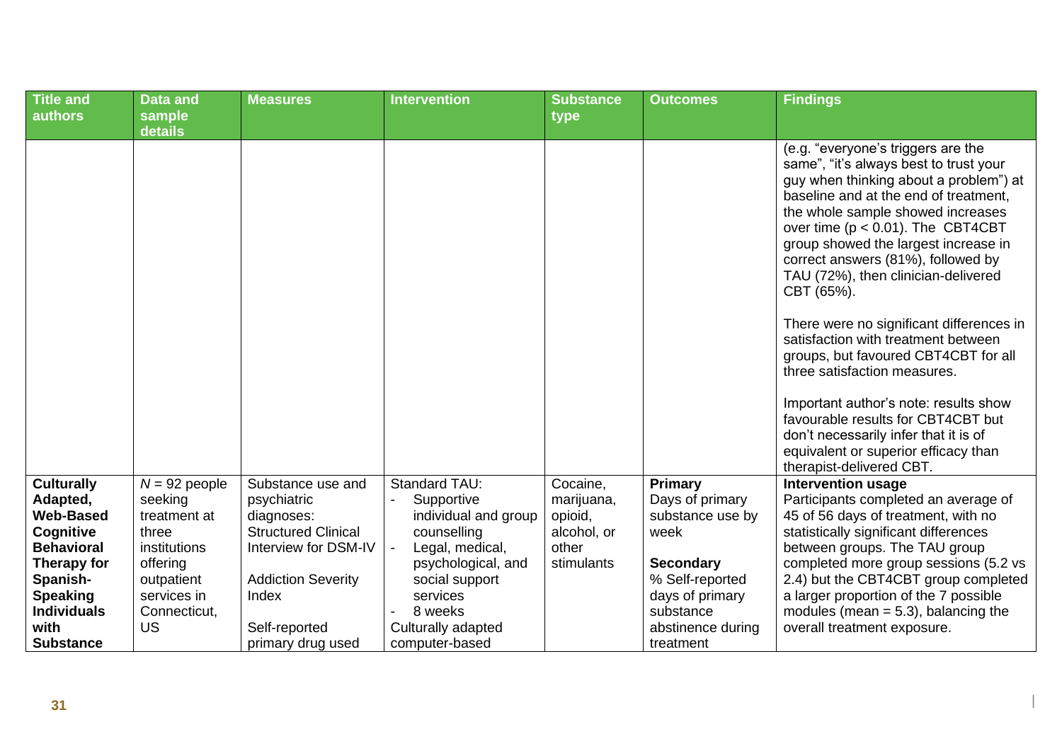| Title and authors | Data and sample details | Measures | Intervention | Substance type | Outcomes | Findings |
|---|---|---|---|---|---|---|
| | | | | | | (e.g. "everyone's triggers are the same", "it's always best to trust your guy when thinking about a problem") at baseline and at the end of treatment, the whole sample showed increases over time ($p < 0.01$). The CBT4CBT group showed the largest increase in correct answers (81%), followed by TAU (72%), then clinician-delivered CBT (65%).<br><br>There were no significant differences in satisfaction with treatment between groups, but favoured CBT4CBT for all three satisfaction measures.<br><br>Important author's note: results show favourable results for CBT4CBT but don't necessarily infer that it is of equivalent or superior efficacy than therapist-delivered CBT. |
| **Culturally Adapted, Web-Based Cognitive Behavioral Therapy for Spanish-Speaking Individuals with Substance** | *N* = 92 people seeking treatment at three institutions offering outpatient services in Connecticut, US | Substance use and psychiatric diagnoses: Structured Clinical Interview for DSM-IV<br><br>Addiction Severity Index<br><br>Self-reported primary drug used | Standard TAU:<br>- Supportive individual and group counselling<br>- Legal, medical, psychological, and social support services<br>- 8 weeks<br>Culturally adapted computer-based | Cocaine, marijuana, opioid, alcohol, or other stimulants | **Primary**<br>Days of primary substance use by week<br><br>**Secondary**<br>% Self-reported days of primary substance abstinence during treatment | **Intervention usage**<br>Participants completed an average of 45 of 56 days of treatment, with no statistically significant differences between groups. The TAU group completed more group sessions (5.2 vs 2.4) but the CBT4CBT group completed a larger proportion of the 7 possible modules (mean = 5.3), balancing the overall treatment exposure. |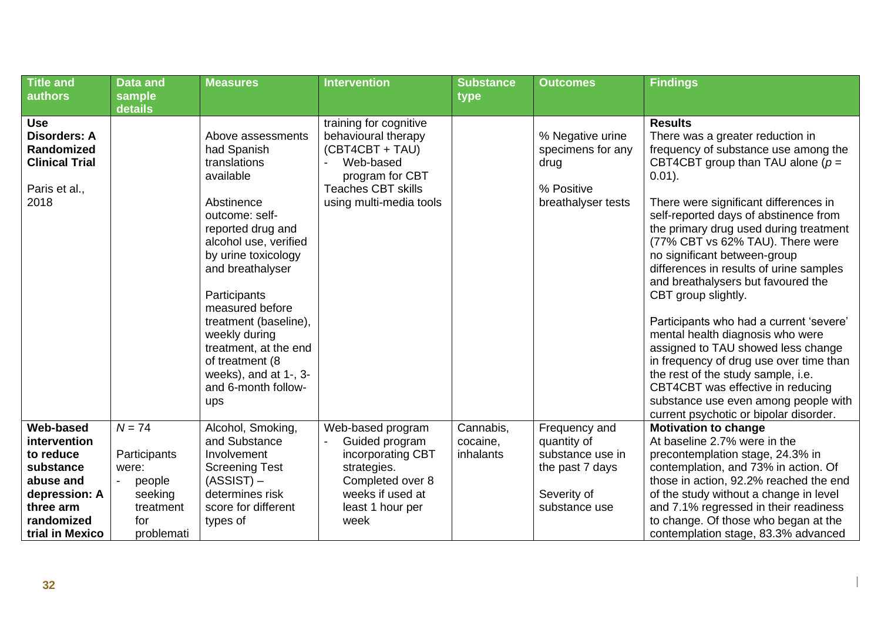| Title and authors | Data and sample details | Measures | Intervention | Substance type | Outcomes | Findings |
|---|---|---|---|---|---|---|
| **Use Disorders: A Randomized Clinical Trial**<br><br>Paris et al., 2018 | | Above assessments had Spanish translations available<br><br>Abstinence outcome: self-reported drug and alcohol use, verified by urine toxicology and breathalyser<br><br>Participants measured before treatment (baseline), weekly during treatment, at the end of treatment (8 weeks), and at 1-, 3- and 6-month follow-ups | training for cognitive behavioural therapy (CBT4CBT + TAU)<br>- Web-based program for CBT<br>Teaches CBT skills using multi-media tools | | % Negative urine specimens for any drug<br><br>% Positive breathalyser tests | **Results**<br>There was a greater reduction in frequency of substance use among the CBT4CBT group than TAU alone ($p$ = 0.01).<br><br>There were significant differences in self-reported days of abstinence from the primary drug used during treatment (77% CBT vs 62% TAU). There were no significant between-group differences in results of urine samples and breathalysers but favoured the CBT group slightly.<br><br>Participants who had a current 'severe' mental health diagnosis who were assigned to TAU showed less change in frequency of drug use over time than the rest of the study sample, i.e. CBT4CBT was effective in reducing substance use even among people with current psychotic or bipolar disorder. |
| **Web-based intervention to reduce substance abuse and depression: A three arm randomized trial in Mexico** | $N$ = 74<br><br>Participants were:<br>- people seeking treatment for problemati | Alcohol, Smoking, and Substance Involvement Screening Test (ASSIST) – determines risk score for different types of | Web-based program<br>- Guided program incorporating CBT strategies. Completed over 8 weeks if used at least 1 hour per week | Cannabis, cocaine, inhalants | Frequency and quantity of substance use in the past 7 days<br><br>Severity of substance use | **Motivation to change**<br>At baseline 2.7% were in the precontemplation stage, 24.3% in contemplation, and 73% in action. Of those in action, 92.2% reached the end of the study without a change in level and 7.1% regressed in their readiness to change. Of those who began at the contemplation stage, 83.3% advanced |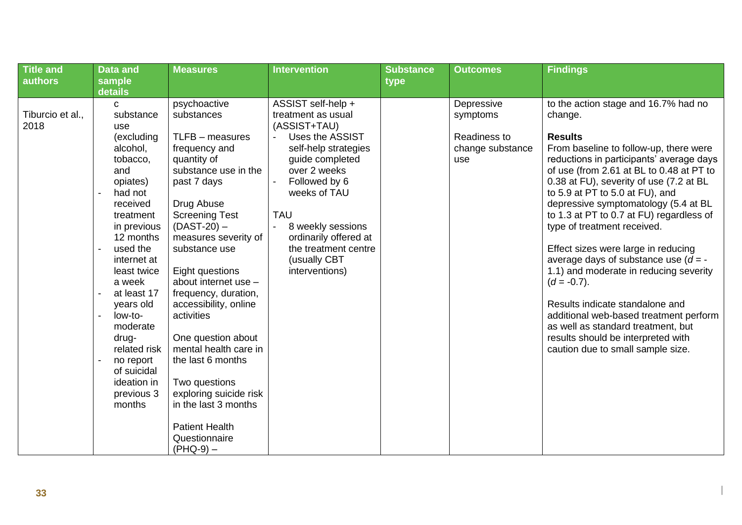| Title and authors | Data and sample details | Measures | Intervention | Substance type | Outcomes | Findings |
|---|---|---|---|---|---|---|
| Tiburcio et al., 2018 | c substance use (excluding alcohol, tobacco, and opiates)<br>- had not received treatment in previous 12 months<br>- used the internet at least twice a week<br>- at least 17 years old<br>- low-to-moderate drug-related risk<br>- no report of suicidal ideation in previous 3 months | psychoactive substances<br><br>TLFB – measures frequency and quantity of substance use in the past 7 days<br><br>Drug Abuse Screening Test (DAST-20) – measures severity of substance use<br><br>Eight questions about internet use – frequency, duration, accessibility, online activities<br><br>One question about mental health care in the last 6 months<br><br>Two questions exploring suicide risk in the last 3 months<br><br>Patient Health Questionnaire (PHQ-9) – | ASSIST self-help + treatment as usual (ASSIST+TAU)<br>- Uses the ASSIST self-help strategies guide completed over 2 weeks<br>- Followed by 6 weeks of TAU<br><br>TAU<br>- 8 weekly sessions ordinarily offered at the treatment centre (usually CBT interventions) | | Depressive symptoms<br><br>Readiness to change substance use | to the action stage and 16.7% had no change.<br><br>**Results**<br>From baseline to follow-up, there were reductions in participants' average days of use (from 2.61 at BL to 0.48 at PT to 0.38 at FU), severity of use (7.2 at BL to 5.9 at PT to 5.0 at FU), and depressive symptomatology (5.4 at BL to 1.3 at PT to 0.7 at FU) regardless of type of treatment received.<br><br>Effect sizes were large in reducing average days of substance use ($d = -1.1$) and moderate in reducing severity ($d = -0.7$).<br><br>Results indicate standalone and additional web-based treatment perform as well as standard treatment, but results should be interpreted with caution due to small sample size. |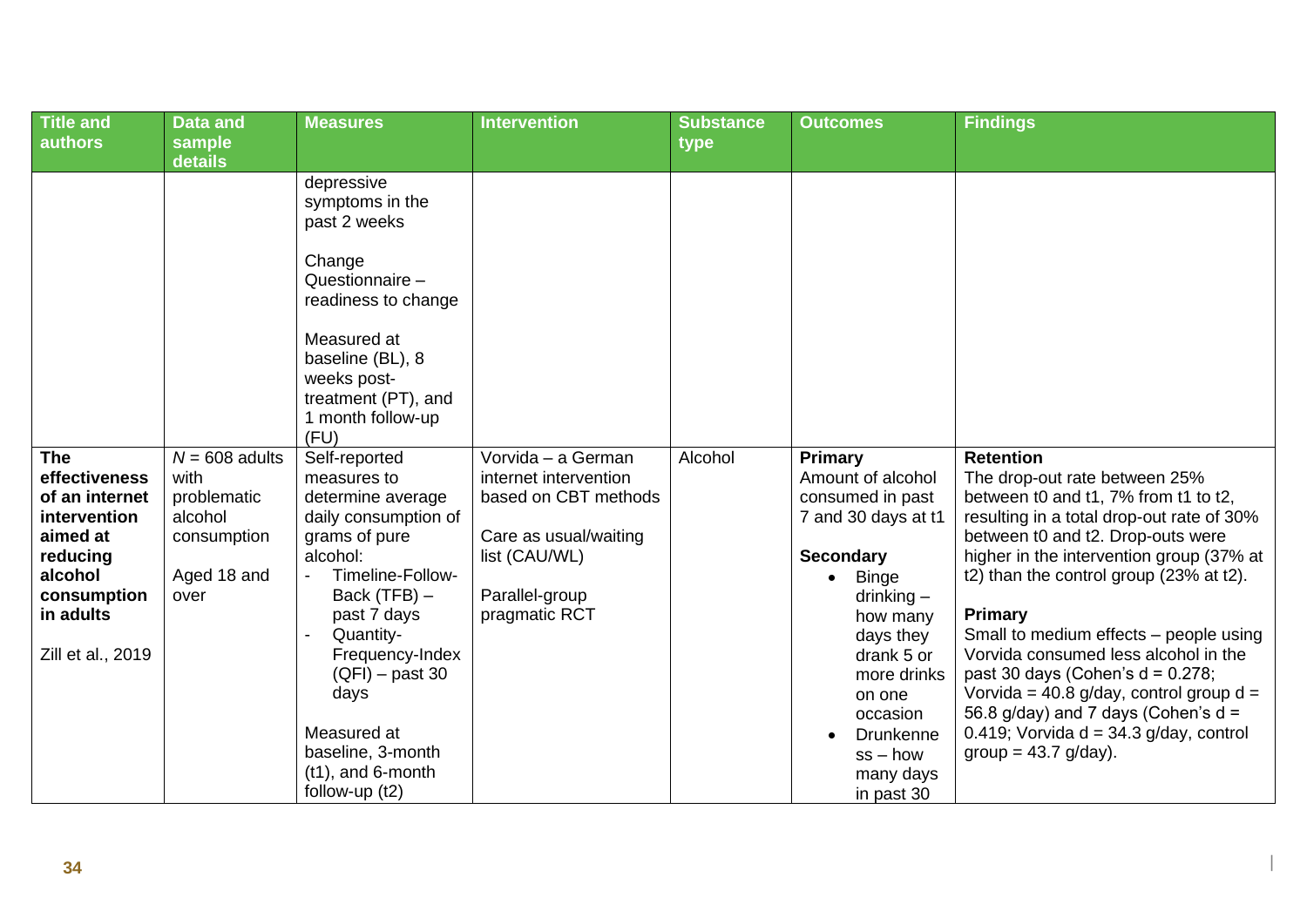| Title and authors | Data and sample details | Measures | Intervention | Substance type | Outcomes | Findings |
|---|---|---|---|---|---|---|
| | | depressive symptoms in the past 2 weeks<br><br>Change Questionnaire – readiness to change<br><br>Measured at baseline (BL), 8 weeks post-treatment (PT), and 1 month follow-up (FU) | | | | |
| **The effectiveness of an internet intervention aimed at reducing alcohol consumption in adults**<br><br>Zill et al., 2019 | *N* = 608 adults with problematic alcohol consumption<br><br>Aged 18 and over | Self-reported measures to determine average daily consumption of grams of pure alcohol:<br>- Timeline-Follow-Back (TFB) – past 7 days<br>- Quantity-Frequency-Index (QFI) – past 30 days<br><br>Measured at baseline, 3-month (t1), and 6-month follow-up (t2) | Vorvida – a German internet intervention based on CBT methods<br><br>Care as usual/waiting list (CAU/WL)<br><br>Parallel-group pragmatic RCT | Alcohol | **Primary**<br>Amount of alcohol consumed in past 7 and 30 days at t1<br><br>**Secondary**<br>• Binge drinking – how many days they drank 5 or more drinks on one occasion<br>• Drunkenness – how many days in past 30 | **Retention**<br>The drop-out rate between 25% between t0 and t1, 7% from t1 to t2, resulting in a total drop-out rate of 30% between t0 and t2. Drop-outs were higher in the intervention group (37% at t2) than the control group (23% at t2).<br><br>**Primary**<br>Small to medium effects – people using Vorvida consumed less alcohol in the past 30 days (Cohen's d = 0.278; Vorvida = 40.8 g/day, control group d = 56.8 g/day) and 7 days (Cohen's d = 0.419; Vorvida d = 34.3 g/day, control group = 43.7 g/day). |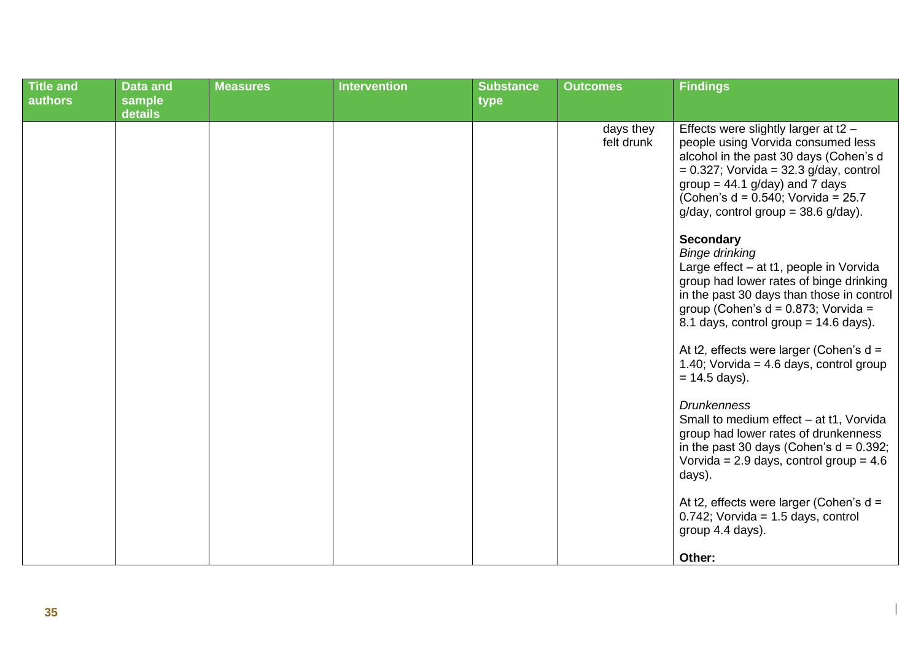| Title and authors | Data and sample details | Measures | Intervention | Substance type | Outcomes | Findings |
|---|---|---|---|---|---|---|
| | | | | | days they felt drunk | Effects were slightly larger at t2 – people using Vorvida consumed less alcohol in the past 30 days (Cohen's d = 0.327; Vorvida = 32.3 g/day, control group = 44.1 g/day) and 7 days (Cohen's d = 0.540; Vorvida = 25.7 g/day, control group = 38.6 g/day).<br><br>**Secondary**<br>*Binge drinking*<br>Large effect – at t1, people in Vorvida group had lower rates of binge drinking in the past 30 days than those in control group (Cohen's d = 0.873; Vorvida = 8.1 days, control group = 14.6 days).<br><br>At t2, effects were larger (Cohen's d = 1.40; Vorvida = 4.6 days, control group = 14.5 days).<br><br>*Drunkenness*<br>Small to medium effect – at t1, Vorvida group had lower rates of drunkenness in the past 30 days (Cohen's d = 0.392; Vorvida = 2.9 days, control group = 4.6 days).<br><br>At t2, effects were larger (Cohen's d = 0.742; Vorvida = 1.5 days, control group 4.4 days).<br><br>**Other:** |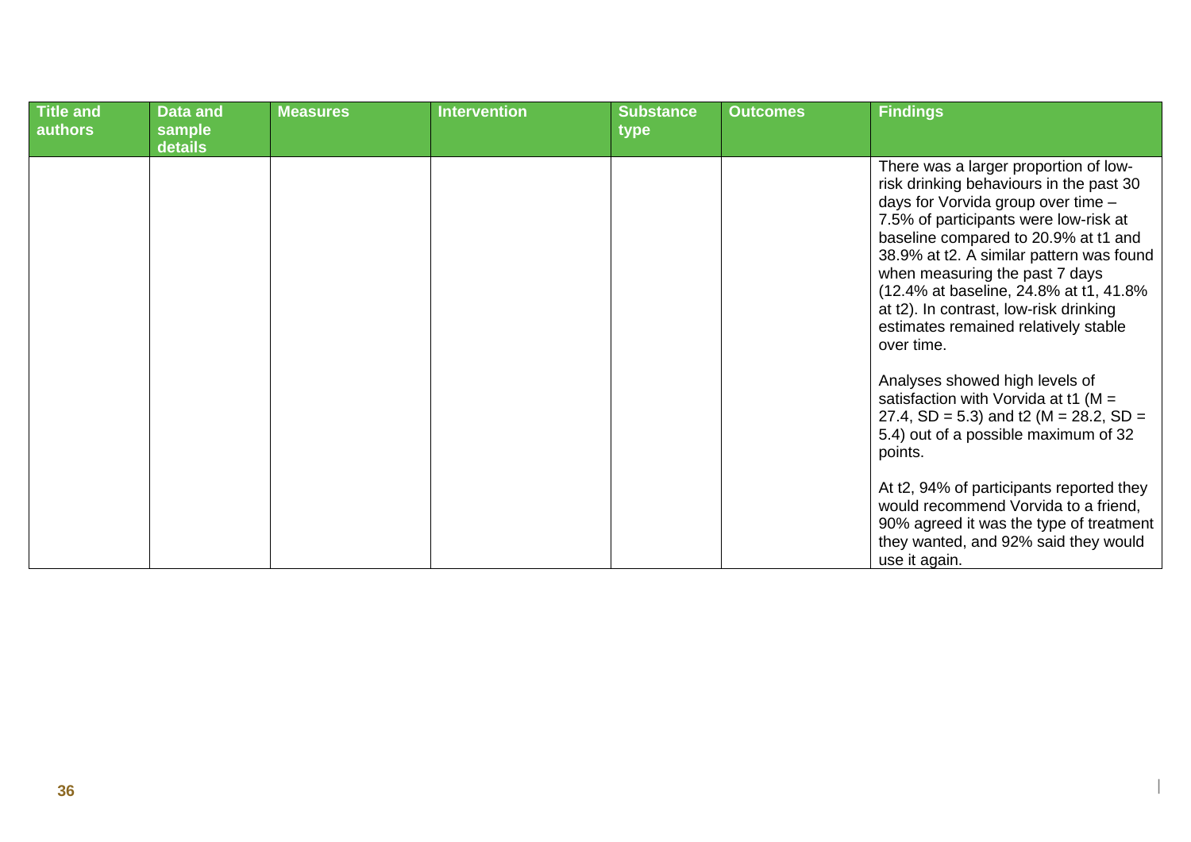| Title and authors | Data and sample details | Measures | Intervention | Substance type | Outcomes | Findings |
|---|---|---|---|---|---|---|
| | | | | | | There was a larger proportion of low-risk drinking behaviours in the past 30 days for Vorvida group over time – 7.5% of participants were low-risk at baseline compared to 20.9% at t1 and 38.9% at t2. A similar pattern was found when measuring the past 7 days (12.4% at baseline, 24.8% at t1, 41.8% at t2). In contrast, low-risk drinking estimates remained relatively stable over time.<br><br>Analyses showed high levels of satisfaction with Vorvida at t1 ($M = 27.4$, $SD = 5.3$) and t2 ($M = 28.2$, $SD = 5.4$) out of a possible maximum of 32 points.<br><br>At t2, 94% of participants reported they would recommend Vorvida to a friend, 90% agreed it was the type of treatment they wanted, and 92% said they would use it again. |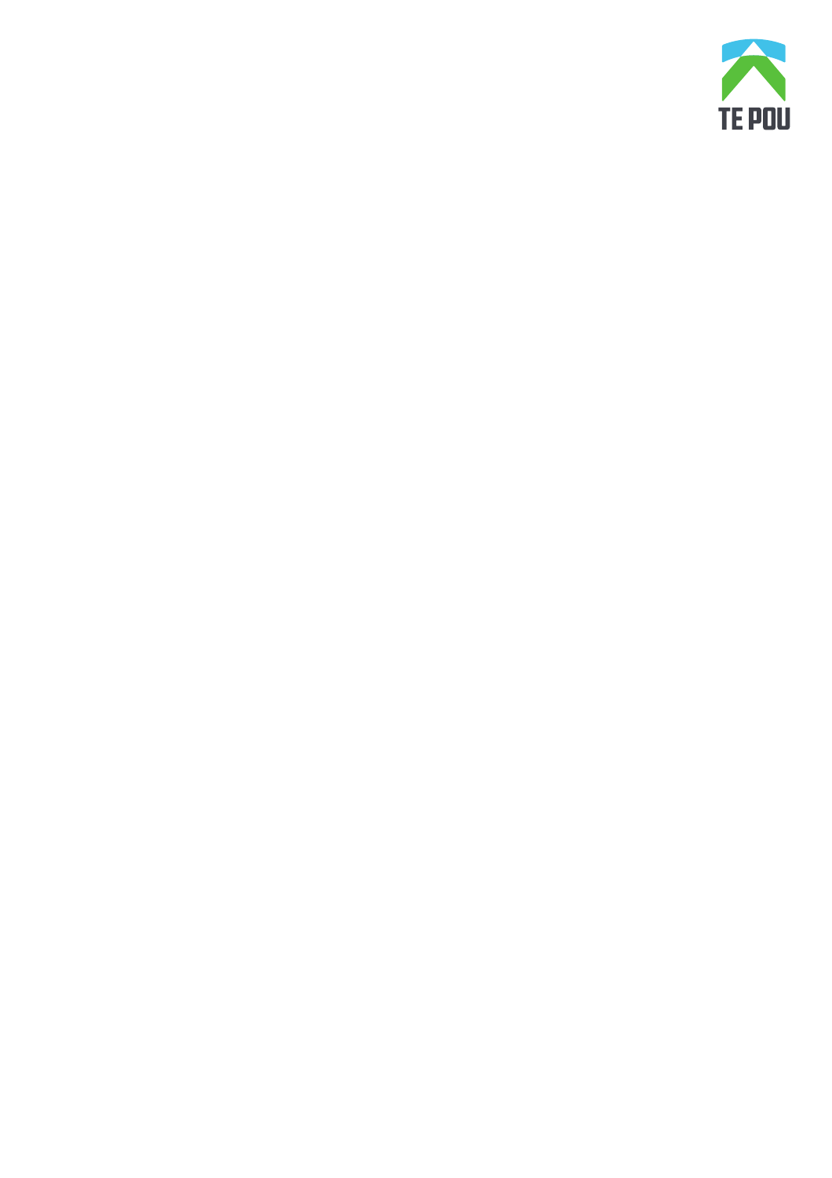TE POU